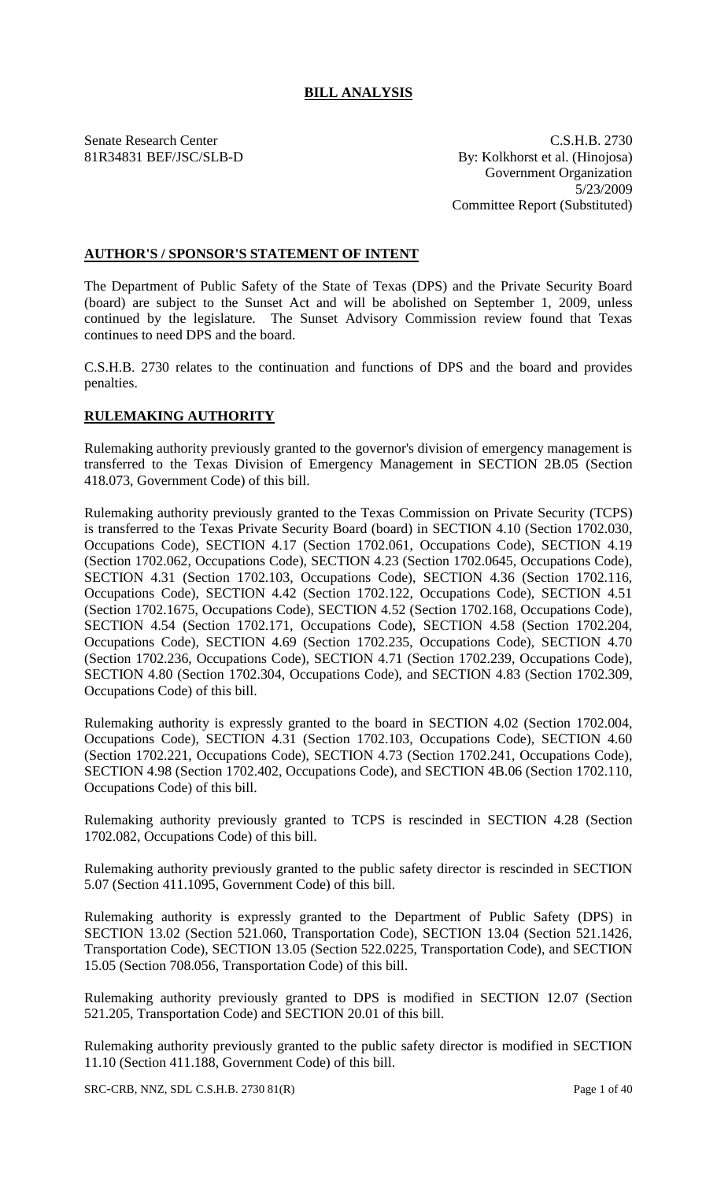# BILL ANALYSIS

Senate Research Center
81R34831 BEF/JSC/SLB-D

C.S.H.B. 2730
By: Kolkhorst et al. (Hinojosa)
Government Organization
5/23/2009
Committee Report (Substituted)

## AUTHOR'S / SPONSOR'S STATEMENT OF INTENT

The Department of Public Safety of the State of Texas (DPS) and the Private Security Board (board) are subject to the Sunset Act and will be abolished on September 1, 2009, unless continued by the legislature. The Sunset Advisory Commission review found that Texas continues to need DPS and the board.

C.S.H.B. 2730 relates to the continuation and functions of DPS and the board and provides penalties.

## RULEMAKING AUTHORITY

Rulemaking authority previously granted to the governor's division of emergency management is transferred to the Texas Division of Emergency Management in SECTION 2B.05 (Section 418.073, Government Code) of this bill.

Rulemaking authority previously granted to the Texas Commission on Private Security (TCPS) is transferred to the Texas Private Security Board (board) in SECTION 4.10 (Section 1702.030, Occupations Code), SECTION 4.17 (Section 1702.061, Occupations Code), SECTION 4.19 (Section 1702.062, Occupations Code), SECTION 4.23 (Section 1702.0645, Occupations Code), SECTION 4.31 (Section 1702.103, Occupations Code), SECTION 4.36 (Section 1702.116, Occupations Code), SECTION 4.42 (Section 1702.122, Occupations Code), SECTION 4.51 (Section 1702.1675, Occupations Code), SECTION 4.52 (Section 1702.168, Occupations Code), SECTION 4.54 (Section 1702.171, Occupations Code), SECTION 4.58 (Section 1702.204, Occupations Code), SECTION 4.69 (Section 1702.235, Occupations Code), SECTION 4.70 (Section 1702.236, Occupations Code), SECTION 4.71 (Section 1702.239, Occupations Code), SECTION 4.80 (Section 1702.304, Occupations Code), and SECTION 4.83 (Section 1702.309, Occupations Code) of this bill.

Rulemaking authority is expressly granted to the board in SECTION 4.02 (Section 1702.004, Occupations Code), SECTION 4.31 (Section 1702.103, Occupations Code), SECTION 4.60 (Section 1702.221, Occupations Code), SECTION 4.73 (Section 1702.241, Occupations Code), SECTION 4.98 (Section 1702.402, Occupations Code), and SECTION 4B.06 (Section 1702.110, Occupations Code) of this bill.

Rulemaking authority previously granted to TCPS is rescinded in SECTION 4.28 (Section 1702.082, Occupations Code) of this bill.

Rulemaking authority previously granted to the public safety director is rescinded in SECTION 5.07 (Section 411.1095, Government Code) of this bill.

Rulemaking authority is expressly granted to the Department of Public Safety (DPS) in SECTION 13.02 (Section 521.060, Transportation Code), SECTION 13.04 (Section 521.1426, Transportation Code), SECTION 13.05 (Section 522.0225, Transportation Code), and SECTION 15.05 (Section 708.056, Transportation Code) of this bill.

Rulemaking authority previously granted to DPS is modified in SECTION 12.07 (Section 521.205, Transportation Code) and SECTION 20.01 of this bill.

Rulemaking authority previously granted to the public safety director is modified in SECTION 11.10 (Section 411.188, Government Code) of this bill.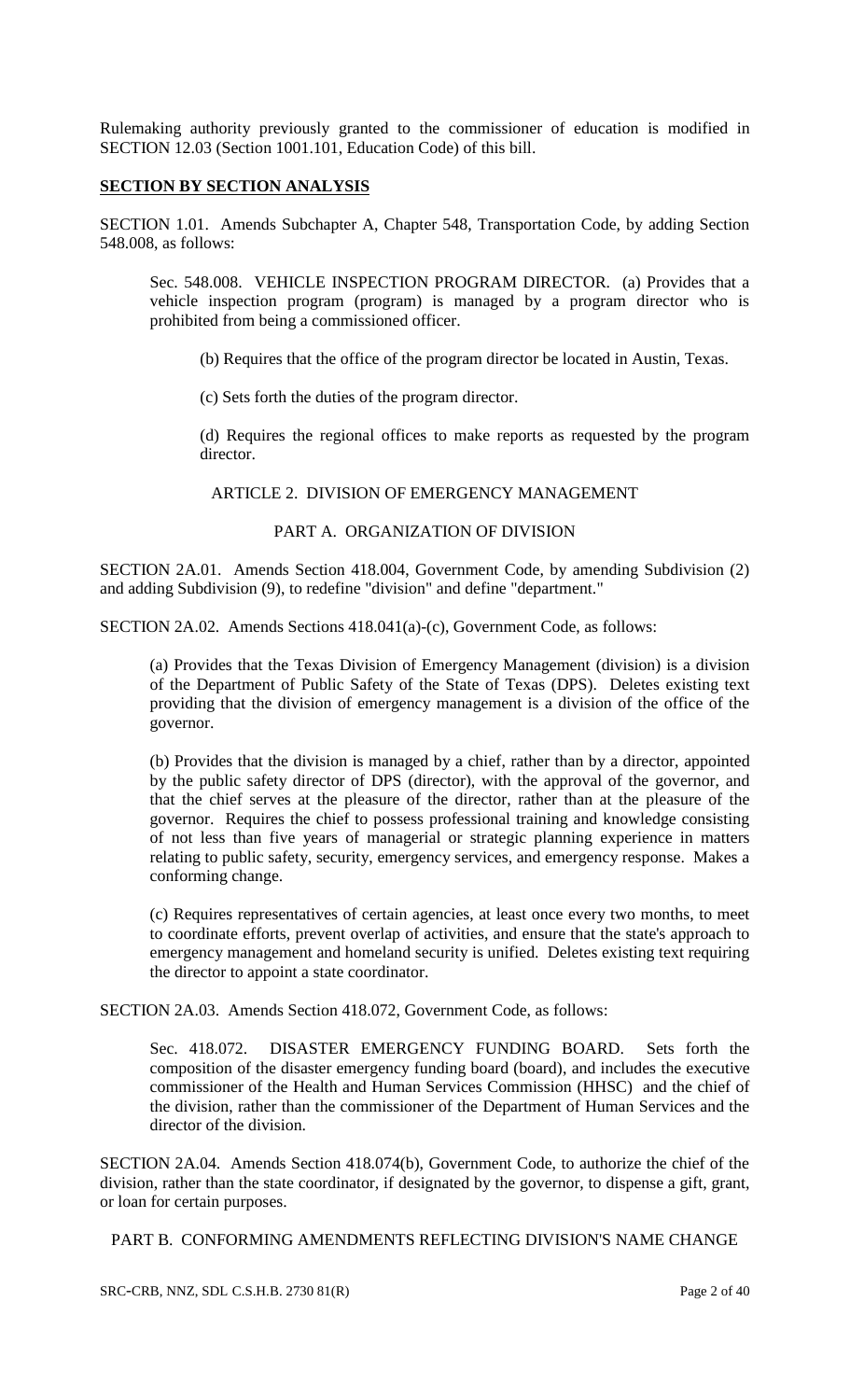Rulemaking authority previously granted to the commissioner of education is modified in SECTION 12.03 (Section 1001.101, Education Code) of this bill.

## SECTION BY SECTION ANALYSIS

SECTION 1.01. Amends Subchapter A, Chapter 548, Transportation Code, by adding Section 548.008, as follows:

Sec. 548.008. VEHICLE INSPECTION PROGRAM DIRECTOR. (a) Provides that a vehicle inspection program (program) is managed by a program director who is prohibited from being a commissioned officer.

(b) Requires that the office of the program director be located in Austin, Texas.

(c) Sets forth the duties of the program director.

(d) Requires the regional offices to make reports as requested by the program director.

ARTICLE 2. DIVISION OF EMERGENCY MANAGEMENT

PART A. ORGANIZATION OF DIVISION

SECTION 2A.01. Amends Section 418.004, Government Code, by amending Subdivision (2) and adding Subdivision (9), to redefine "division" and define "department."

SECTION 2A.02. Amends Sections 418.041(a)-(c), Government Code, as follows:

(a) Provides that the Texas Division of Emergency Management (division) is a division of the Department of Public Safety of the State of Texas (DPS). Deletes existing text providing that the division of emergency management is a division of the office of the governor.

(b) Provides that the division is managed by a chief, rather than by a director, appointed by the public safety director of DPS (director), with the approval of the governor, and that the chief serves at the pleasure of the director, rather than at the pleasure of the governor. Requires the chief to possess professional training and knowledge consisting of not less than five years of managerial or strategic planning experience in matters relating to public safety, security, emergency services, and emergency response. Makes a conforming change.

(c) Requires representatives of certain agencies, at least once every two months, to meet to coordinate efforts, prevent overlap of activities, and ensure that the state's approach to emergency management and homeland security is unified. Deletes existing text requiring the director to appoint a state coordinator.

SECTION 2A.03. Amends Section 418.072, Government Code, as follows:

Sec. 418.072. DISASTER EMERGENCY FUNDING BOARD. Sets forth the composition of the disaster emergency funding board (board), and includes the executive commissioner of the Health and Human Services Commission (HHSC) and the chief of the division, rather than the commissioner of the Department of Human Services and the director of the division.

SECTION 2A.04. Amends Section 418.074(b), Government Code, to authorize the chief of the division, rather than the state coordinator, if designated by the governor, to dispense a gift, grant, or loan for certain purposes.

PART B. CONFORMING AMENDMENTS REFLECTING DIVISION'S NAME CHANGE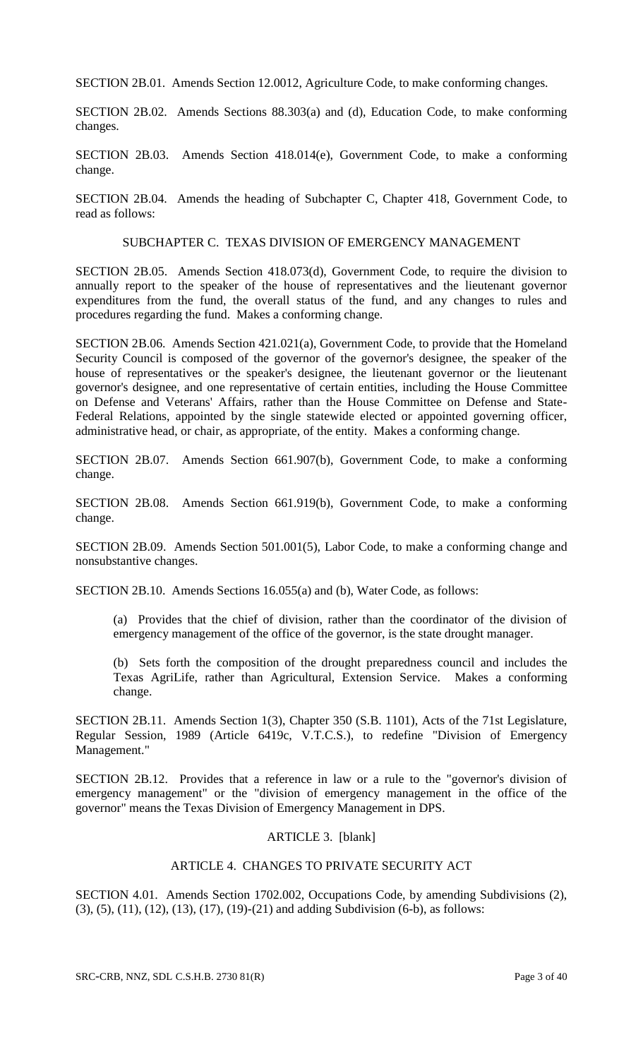SECTION 2B.01. Amends Section 12.0012, Agriculture Code, to make conforming changes.

SECTION 2B.02. Amends Sections 88.303(a) and (d), Education Code, to make conforming changes.

SECTION 2B.03. Amends Section 418.014(e), Government Code, to make a conforming change.

SECTION 2B.04. Amends the heading of Subchapter C, Chapter 418, Government Code, to read as follows:

SUBCHAPTER C. TEXAS DIVISION OF EMERGENCY MANAGEMENT

SECTION 2B.05. Amends Section 418.073(d), Government Code, to require the division to annually report to the speaker of the house of representatives and the lieutenant governor expenditures from the fund, the overall status of the fund, and any changes to rules and procedures regarding the fund. Makes a conforming change.

SECTION 2B.06. Amends Section 421.021(a), Government Code, to provide that the Homeland Security Council is composed of the governor of the governor's designee, the speaker of the house of representatives or the speaker's designee, the lieutenant governor or the lieutenant governor's designee, and one representative of certain entities, including the House Committee on Defense and Veterans' Affairs, rather than the House Committee on Defense and State-Federal Relations, appointed by the single statewide elected or appointed governing officer, administrative head, or chair, as appropriate, of the entity. Makes a conforming change.

SECTION 2B.07. Amends Section 661.907(b), Government Code, to make a conforming change.

SECTION 2B.08. Amends Section 661.919(b), Government Code, to make a conforming change.

SECTION 2B.09. Amends Section 501.001(5), Labor Code, to make a conforming change and nonsubstantive changes.

SECTION 2B.10. Amends Sections 16.055(a) and (b), Water Code, as follows:

(a) Provides that the chief of division, rather than the coordinator of the division of emergency management of the office of the governor, is the state drought manager.

(b) Sets forth the composition of the drought preparedness council and includes the Texas AgriLife, rather than Agricultural, Extension Service. Makes a conforming change.

SECTION 2B.11. Amends Section 1(3), Chapter 350 (S.B. 1101), Acts of the 71st Legislature, Regular Session, 1989 (Article 6419c, V.T.C.S.), to redefine "Division of Emergency Management."

SECTION 2B.12. Provides that a reference in law or a rule to the "governor's division of emergency management" or the "division of emergency management in the office of the governor" means the Texas Division of Emergency Management in DPS.

ARTICLE 3. [blank]

ARTICLE 4. CHANGES TO PRIVATE SECURITY ACT

SECTION 4.01. Amends Section 1702.002, Occupations Code, by amending Subdivisions (2), (3), (5), (11), (12), (13), (17), (19)-(21) and adding Subdivision (6-b), as follows: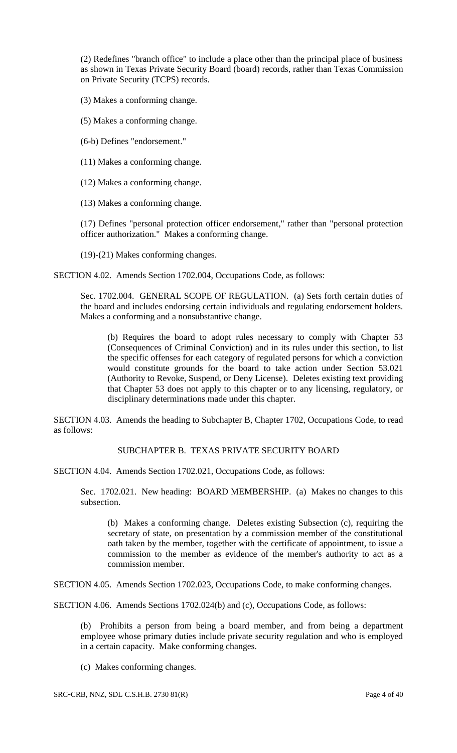(2) Redefines "branch office" to include a place other than the principal place of business as shown in Texas Private Security Board (board) records, rather than Texas Commission on Private Security (TCPS) records.

(3) Makes a conforming change.

(5) Makes a conforming change.

(6-b) Defines "endorsement."

(11) Makes a conforming change.

(12) Makes a conforming change.

(13) Makes a conforming change.

(17) Defines "personal protection officer endorsement," rather than "personal protection officer authorization." Makes a conforming change.

(19)-(21) Makes conforming changes.

SECTION 4.02. Amends Section 1702.004, Occupations Code, as follows:

Sec. 1702.004. GENERAL SCOPE OF REGULATION. (a) Sets forth certain duties of the board and includes endorsing certain individuals and regulating endorsement holders. Makes a conforming and a nonsubstantive change.

(b) Requires the board to adopt rules necessary to comply with Chapter 53 (Consequences of Criminal Conviction) and in its rules under this section, to list the specific offenses for each category of regulated persons for which a conviction would constitute grounds for the board to take action under Section 53.021 (Authority to Revoke, Suspend, or Deny License). Deletes existing text providing that Chapter 53 does not apply to this chapter or to any licensing, regulatory, or disciplinary determinations made under this chapter.

SECTION 4.03. Amends the heading to Subchapter B, Chapter 1702, Occupations Code, to read as follows:

SUBCHAPTER B. TEXAS PRIVATE SECURITY BOARD

SECTION 4.04. Amends Section 1702.021, Occupations Code, as follows:

Sec. 1702.021. New heading: BOARD MEMBERSHIP. (a) Makes no changes to this subsection.

(b) Makes a conforming change. Deletes existing Subsection (c), requiring the secretary of state, on presentation by a commission member of the constitutional oath taken by the member, together with the certificate of appointment, to issue a commission to the member as evidence of the member's authority to act as a commission member.

SECTION 4.05. Amends Section 1702.023, Occupations Code, to make conforming changes.

SECTION 4.06. Amends Sections 1702.024(b) and (c), Occupations Code, as follows:

(b) Prohibits a person from being a board member, and from being a department employee whose primary duties include private security regulation and who is employed in a certain capacity. Make conforming changes.

(c) Makes conforming changes.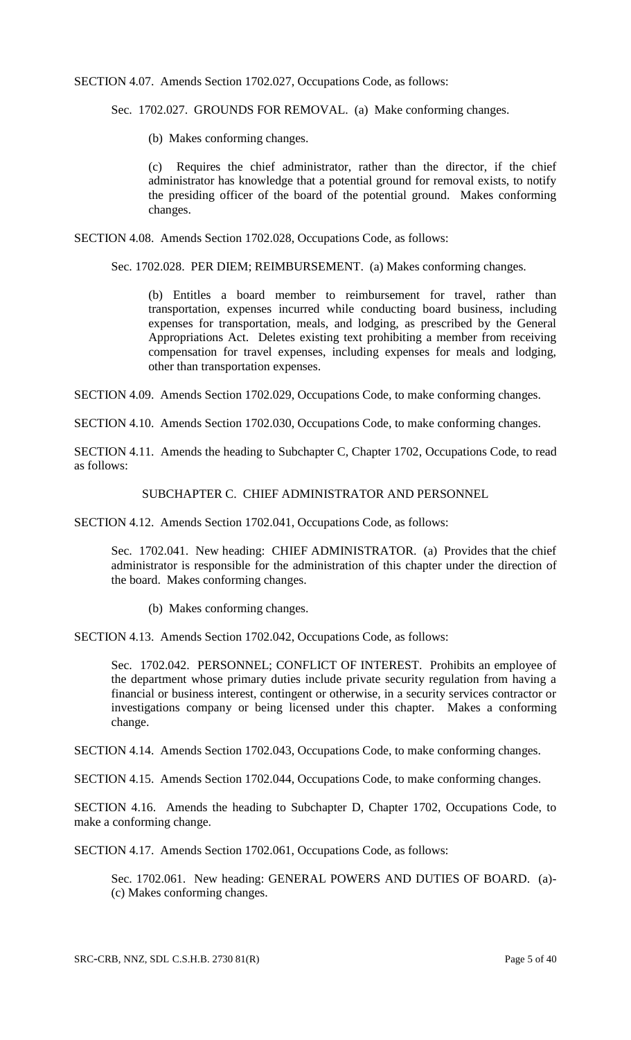SECTION 4.07. Amends Section 1702.027, Occupations Code, as follows:

Sec. 1702.027. GROUNDS FOR REMOVAL. (a) Make conforming changes.

(b) Makes conforming changes.

(c) Requires the chief administrator, rather than the director, if the chief administrator has knowledge that a potential ground for removal exists, to notify the presiding officer of the board of the potential ground. Makes conforming changes.

SECTION 4.08. Amends Section 1702.028, Occupations Code, as follows:

Sec. 1702.028. PER DIEM; REIMBURSEMENT. (a) Makes conforming changes.

(b) Entitles a board member to reimbursement for travel, rather than transportation, expenses incurred while conducting board business, including expenses for transportation, meals, and lodging, as prescribed by the General Appropriations Act. Deletes existing text prohibiting a member from receiving compensation for travel expenses, including expenses for meals and lodging, other than transportation expenses.

SECTION 4.09. Amends Section 1702.029, Occupations Code, to make conforming changes.

SECTION 4.10. Amends Section 1702.030, Occupations Code, to make conforming changes.

SECTION 4.11. Amends the heading to Subchapter C, Chapter 1702, Occupations Code, to read as follows:

SUBCHAPTER C. CHIEF ADMINISTRATOR AND PERSONNEL

SECTION 4.12. Amends Section 1702.041, Occupations Code, as follows:

Sec. 1702.041. New heading: CHIEF ADMINISTRATOR. (a) Provides that the chief administrator is responsible for the administration of this chapter under the direction of the board. Makes conforming changes.

(b) Makes conforming changes.

SECTION 4.13. Amends Section 1702.042, Occupations Code, as follows:

Sec. 1702.042. PERSONNEL; CONFLICT OF INTEREST. Prohibits an employee of the department whose primary duties include private security regulation from having a financial or business interest, contingent or otherwise, in a security services contractor or investigations company or being licensed under this chapter. Makes a conforming change.

SECTION 4.14. Amends Section 1702.043, Occupations Code, to make conforming changes.

SECTION 4.15. Amends Section 1702.044, Occupations Code, to make conforming changes.

SECTION 4.16. Amends the heading to Subchapter D, Chapter 1702, Occupations Code, to make a conforming change.

SECTION 4.17. Amends Section 1702.061, Occupations Code, as follows:

Sec. 1702.061. New heading: GENERAL POWERS AND DUTIES OF BOARD. (a)-(c) Makes conforming changes.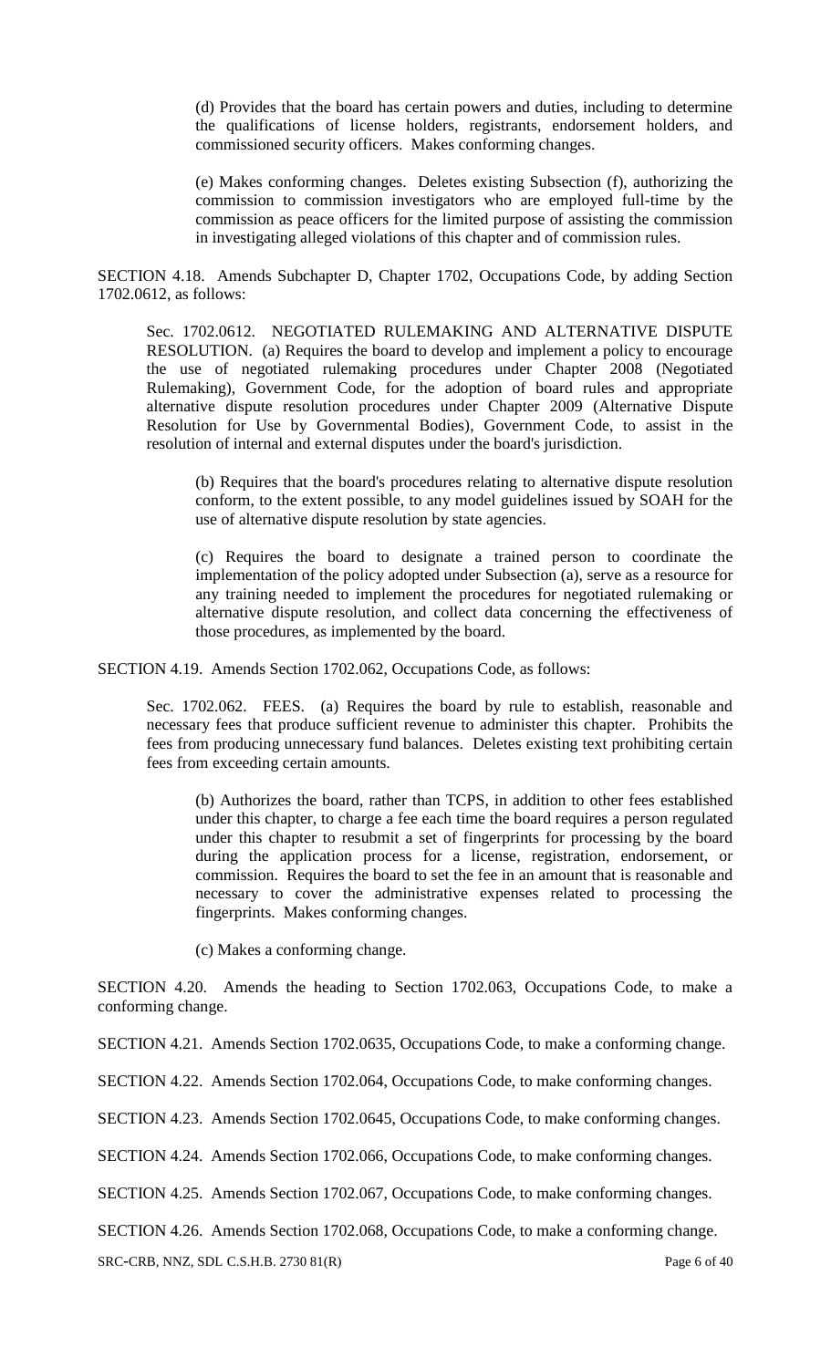(d) Provides that the board has certain powers and duties, including to determine the qualifications of license holders, registrants, endorsement holders, and commissioned security officers. Makes conforming changes.

(e) Makes conforming changes. Deletes existing Subsection (f), authorizing the commission to commission investigators who are employed full-time by the commission as peace officers for the limited purpose of assisting the commission in investigating alleged violations of this chapter and of commission rules.

SECTION 4.18. Amends Subchapter D, Chapter 1702, Occupations Code, by adding Section 1702.0612, as follows:

Sec. 1702.0612. NEGOTIATED RULEMAKING AND ALTERNATIVE DISPUTE RESOLUTION. (a) Requires the board to develop and implement a policy to encourage the use of negotiated rulemaking procedures under Chapter 2008 (Negotiated Rulemaking), Government Code, for the adoption of board rules and appropriate alternative dispute resolution procedures under Chapter 2009 (Alternative Dispute Resolution for Use by Governmental Bodies), Government Code, to assist in the resolution of internal and external disputes under the board's jurisdiction.

(b) Requires that the board's procedures relating to alternative dispute resolution conform, to the extent possible, to any model guidelines issued by SOAH for the use of alternative dispute resolution by state agencies.

(c) Requires the board to designate a trained person to coordinate the implementation of the policy adopted under Subsection (a), serve as a resource for any training needed to implement the procedures for negotiated rulemaking or alternative dispute resolution, and collect data concerning the effectiveness of those procedures, as implemented by the board.

SECTION 4.19. Amends Section 1702.062, Occupations Code, as follows:

Sec. 1702.062. FEES. (a) Requires the board by rule to establish, reasonable and necessary fees that produce sufficient revenue to administer this chapter. Prohibits the fees from producing unnecessary fund balances. Deletes existing text prohibiting certain fees from exceeding certain amounts.

(b) Authorizes the board, rather than TCPS, in addition to other fees established under this chapter, to charge a fee each time the board requires a person regulated under this chapter to resubmit a set of fingerprints for processing by the board during the application process for a license, registration, endorsement, or commission. Requires the board to set the fee in an amount that is reasonable and necessary to cover the administrative expenses related to processing the fingerprints. Makes conforming changes.

(c) Makes a conforming change.

SECTION 4.20. Amends the heading to Section 1702.063, Occupations Code, to make a conforming change.

SECTION 4.21. Amends Section 1702.0635, Occupations Code, to make a conforming change.

SECTION 4.22. Amends Section 1702.064, Occupations Code, to make conforming changes.

SECTION 4.23. Amends Section 1702.0645, Occupations Code, to make conforming changes.

SECTION 4.24. Amends Section 1702.066, Occupations Code, to make conforming changes.

SECTION 4.25. Amends Section 1702.067, Occupations Code, to make conforming changes.

SECTION 4.26. Amends Section 1702.068, Occupations Code, to make a conforming change.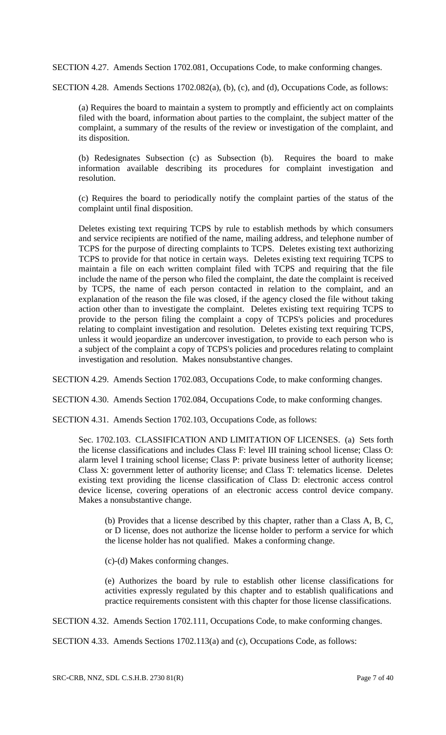SECTION 4.27. Amends Section 1702.081, Occupations Code, to make conforming changes.

SECTION 4.28. Amends Sections 1702.082(a), (b), (c), and (d), Occupations Code, as follows:

> (a) Requires the board to maintain a system to promptly and efficiently act on complaints filed with the board, information about parties to the complaint, the subject matter of the complaint, a summary of the results of the review or investigation of the complaint, and its disposition.
>
> (b) Redesignates Subsection (c) as Subsection (b). Requires the board to make information available describing its procedures for complaint investigation and resolution.
>
> (c) Requires the board to periodically notify the complaint parties of the status of the complaint until final disposition.
>
> Deletes existing text requiring TCPS by rule to establish methods by which consumers and service recipients are notified of the name, mailing address, and telephone number of TCPS for the purpose of directing complaints to TCPS. Deletes existing text authorizing TCPS to provide for that notice in certain ways. Deletes existing text requiring TCPS to maintain a file on each written complaint filed with TCPS and requiring that the file include the name of the person who filed the complaint, the date the complaint is received by TCPS, the name of each person contacted in relation to the complaint, and an explanation of the reason the file was closed, if the agency closed the file without taking action other than to investigate the complaint. Deletes existing text requiring TCPS to provide to the person filing the complaint a copy of TCPS's policies and procedures relating to complaint investigation and resolution. Deletes existing text requiring TCPS, unless it would jeopardize an undercover investigation, to provide to each person who is a subject of the complaint a copy of TCPS's policies and procedures relating to complaint investigation and resolution. Makes nonsubstantive changes.

SECTION 4.29. Amends Section 1702.083, Occupations Code, to make conforming changes.

SECTION 4.30. Amends Section 1702.084, Occupations Code, to make conforming changes.

SECTION 4.31. Amends Section 1702.103, Occupations Code, as follows:

> Sec. 1702.103. CLASSIFICATION AND LIMITATION OF LICENSES. (a) Sets forth the license classifications and includes Class F: level III training school license; Class O: alarm level I training school license; Class P: private business letter of authority license; Class X: government letter of authority license; and Class T: telematics license. Deletes existing text providing the license classification of Class D: electronic access control device license, covering operations of an electronic access control device company. Makes a nonsubstantive change.
>
> > (b) Provides that a license described by this chapter, rather than a Class A, B, C, or D license, does not authorize the license holder to perform a service for which the license holder has not qualified. Makes a conforming change.
> >
> > (c)-(d) Makes conforming changes.
> >
> > (e) Authorizes the board by rule to establish other license classifications for activities expressly regulated by this chapter and to establish qualifications and practice requirements consistent with this chapter for those license classifications.

SECTION 4.32. Amends Section 1702.111, Occupations Code, to make conforming changes.

SECTION 4.33. Amends Sections 1702.113(a) and (c), Occupations Code, as follows: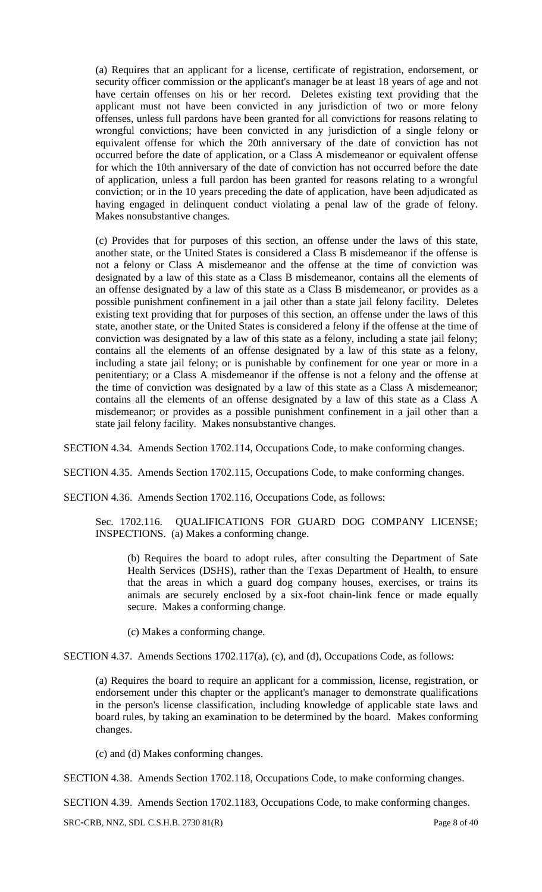(a) Requires that an applicant for a license, certificate of registration, endorsement, or security officer commission or the applicant's manager be at least 18 years of age and not have certain offenses on his or her record. Deletes existing text providing that the applicant must not have been convicted in any jurisdiction of two or more felony offenses, unless full pardons have been granted for all convictions for reasons relating to wrongful convictions; have been convicted in any jurisdiction of a single felony or equivalent offense for which the 20th anniversary of the date of conviction has not occurred before the date of application, or a Class A misdemeanor or equivalent offense for which the 10th anniversary of the date of conviction has not occurred before the date of application, unless a full pardon has been granted for reasons relating to a wrongful conviction; or in the 10 years preceding the date of application, have been adjudicated as having engaged in delinquent conduct violating a penal law of the grade of felony. Makes nonsubstantive changes.

(c) Provides that for purposes of this section, an offense under the laws of this state, another state, or the United States is considered a Class B misdemeanor if the offense is not a felony or Class A misdemeanor and the offense at the time of conviction was designated by a law of this state as a Class B misdemeanor, contains all the elements of an offense designated by a law of this state as a Class B misdemeanor, or provides as a possible punishment confinement in a jail other than a state jail felony facility. Deletes existing text providing that for purposes of this section, an offense under the laws of this state, another state, or the United States is considered a felony if the offense at the time of conviction was designated by a law of this state as a felony, including a state jail felony; contains all the elements of an offense designated by a law of this state as a felony, including a state jail felony; or is punishable by confinement for one year or more in a penitentiary; or a Class A misdemeanor if the offense is not a felony and the offense at the time of conviction was designated by a law of this state as a Class A misdemeanor; contains all the elements of an offense designated by a law of this state as a Class A misdemeanor; or provides as a possible punishment confinement in a jail other than a state jail felony facility. Makes nonsubstantive changes.

SECTION 4.34. Amends Section 1702.114, Occupations Code, to make conforming changes.

SECTION 4.35. Amends Section 1702.115, Occupations Code, to make conforming changes.

SECTION 4.36. Amends Section 1702.116, Occupations Code, as follows:

Sec. 1702.116. QUALIFICATIONS FOR GUARD DOG COMPANY LICENSE; INSPECTIONS. (a) Makes a conforming change.

(b) Requires the board to adopt rules, after consulting the Department of Sate Health Services (DSHS), rather than the Texas Department of Health, to ensure that the areas in which a guard dog company houses, exercises, or trains its animals are securely enclosed by a six-foot chain-link fence or made equally secure. Makes a conforming change.

(c) Makes a conforming change.

SECTION 4.37. Amends Sections 1702.117(a), (c), and (d), Occupations Code, as follows:

(a) Requires the board to require an applicant for a commission, license, registration, or endorsement under this chapter or the applicant's manager to demonstrate qualifications in the person's license classification, including knowledge of applicable state laws and board rules, by taking an examination to be determined by the board. Makes conforming changes.

(c) and (d) Makes conforming changes.

SECTION 4.38. Amends Section 1702.118, Occupations Code, to make conforming changes.

SECTION 4.39. Amends Section 1702.1183, Occupations Code, to make conforming changes.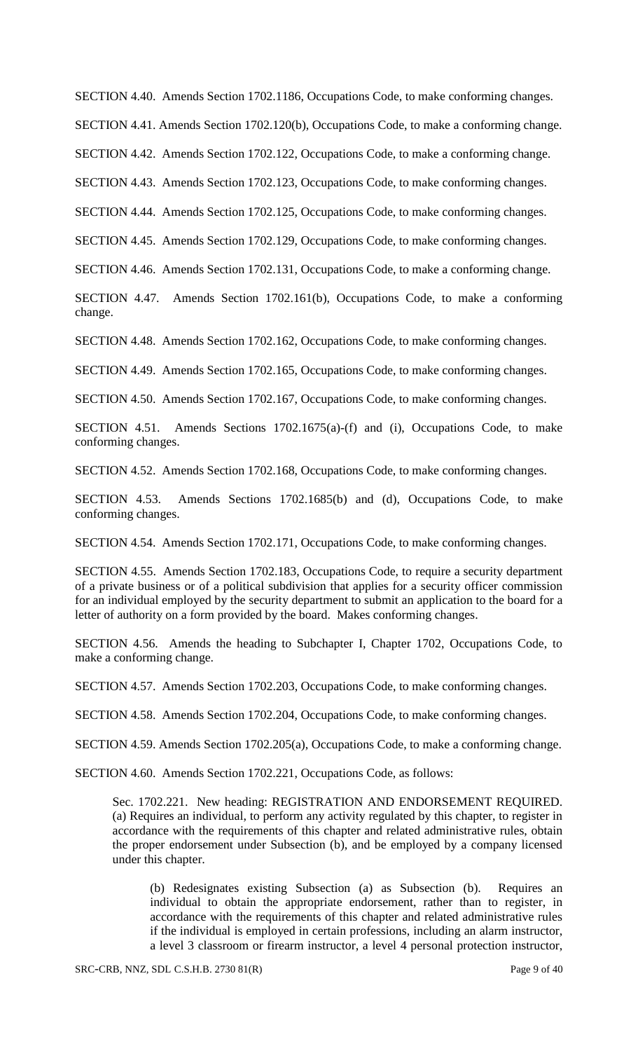SECTION 4.40. Amends Section 1702.1186, Occupations Code, to make conforming changes.

SECTION 4.41. Amends Section 1702.120(b), Occupations Code, to make a conforming change.

SECTION 4.42. Amends Section 1702.122, Occupations Code, to make a conforming change.

SECTION 4.43. Amends Section 1702.123, Occupations Code, to make conforming changes.

SECTION 4.44. Amends Section 1702.125, Occupations Code, to make conforming changes.

SECTION 4.45. Amends Section 1702.129, Occupations Code, to make conforming changes.

SECTION 4.46. Amends Section 1702.131, Occupations Code, to make a conforming change.

SECTION 4.47. Amends Section 1702.161(b), Occupations Code, to make a conforming change.

SECTION 4.48. Amends Section 1702.162, Occupations Code, to make conforming changes.

SECTION 4.49. Amends Section 1702.165, Occupations Code, to make conforming changes.

SECTION 4.50. Amends Section 1702.167, Occupations Code, to make conforming changes.

SECTION 4.51. Amends Sections 1702.1675(a)-(f) and (i), Occupations Code, to make conforming changes.

SECTION 4.52. Amends Section 1702.168, Occupations Code, to make conforming changes.

SECTION 4.53. Amends Sections 1702.1685(b) and (d), Occupations Code, to make conforming changes.

SECTION 4.54. Amends Section 1702.171, Occupations Code, to make conforming changes.

SECTION 4.55. Amends Section 1702.183, Occupations Code, to require a security department of a private business or of a political subdivision that applies for a security officer commission for an individual employed by the security department to submit an application to the board for a letter of authority on a form provided by the board. Makes conforming changes.

SECTION 4.56. Amends the heading to Subchapter I, Chapter 1702, Occupations Code, to make a conforming change.

SECTION 4.57. Amends Section 1702.203, Occupations Code, to make conforming changes.

SECTION 4.58. Amends Section 1702.204, Occupations Code, to make conforming changes.

SECTION 4.59. Amends Section 1702.205(a), Occupations Code, to make a conforming change.

SECTION 4.60. Amends Section 1702.221, Occupations Code, as follows:

> Sec. 1702.221. New heading: REGISTRATION AND ENDORSEMENT REQUIRED. (a) Requires an individual, to perform any activity regulated by this chapter, to register in accordance with the requirements of this chapter and related administrative rules, obtain the proper endorsement under Subsection (b), and be employed by a company licensed under this chapter.
>
> > (b) Redesignates existing Subsection (a) as Subsection (b). Requires an individual to obtain the appropriate endorsement, rather than to register, in accordance with the requirements of this chapter and related administrative rules if the individual is employed in certain professions, including an alarm instructor, a level 3 classroom or firearm instructor, a level 4 personal protection instructor,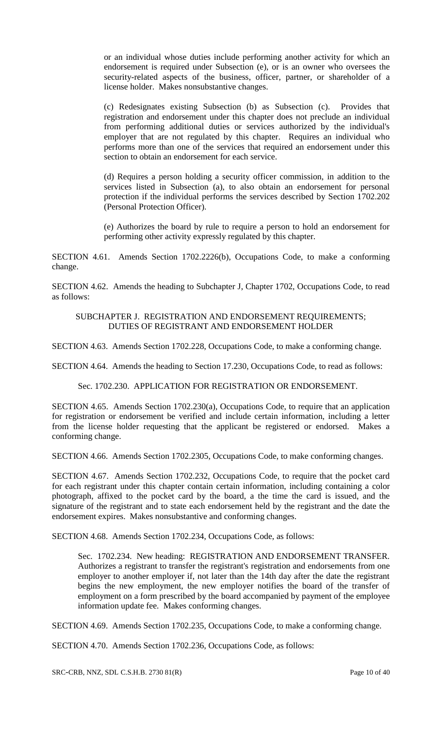or an individual whose duties include performing another activity for which an endorsement is required under Subsection (e), or is an owner who oversees the security-related aspects of the business, officer, partner, or shareholder of a license holder. Makes nonsubstantive changes.

(c) Redesignates existing Subsection (b) as Subsection (c). Provides that registration and endorsement under this chapter does not preclude an individual from performing additional duties or services authorized by the individual's employer that are not regulated by this chapter. Requires an individual who performs more than one of the services that required an endorsement under this section to obtain an endorsement for each service.

(d) Requires a person holding a security officer commission, in addition to the services listed in Subsection (a), to also obtain an endorsement for personal protection if the individual performs the services described by Section 1702.202 (Personal Protection Officer).

(e) Authorizes the board by rule to require a person to hold an endorsement for performing other activity expressly regulated by this chapter.

SECTION 4.61. Amends Section 1702.2226(b), Occupations Code, to make a conforming change.

SECTION 4.62. Amends the heading to Subchapter J, Chapter 1702, Occupations Code, to read as follows:

SUBCHAPTER J. REGISTRATION AND ENDORSEMENT REQUIREMENTS; DUTIES OF REGISTRANT AND ENDORSEMENT HOLDER

SECTION 4.63. Amends Section 1702.228, Occupations Code, to make a conforming change.

SECTION 4.64. Amends the heading to Section 17.230, Occupations Code, to read as follows:

Sec. 1702.230. APPLICATION FOR REGISTRATION OR ENDORSEMENT.

SECTION 4.65. Amends Section 1702.230(a), Occupations Code, to require that an application for registration or endorsement be verified and include certain information, including a letter from the license holder requesting that the applicant be registered or endorsed. Makes a conforming change.

SECTION 4.66. Amends Section 1702.2305, Occupations Code, to make conforming changes.

SECTION 4.67. Amends Section 1702.232, Occupations Code, to require that the pocket card for each registrant under this chapter contain certain information, including containing a color photograph, affixed to the pocket card by the board, a the time the card is issued, and the signature of the registrant and to state each endorsement held by the registrant and the date the endorsement expires. Makes nonsubstantive and conforming changes.

SECTION 4.68. Amends Section 1702.234, Occupations Code, as follows:

Sec. 1702.234. New heading: REGISTRATION AND ENDORSEMENT TRANSFER. Authorizes a registrant to transfer the registrant's registration and endorsements from one employer to another employer if, not later than the 14th day after the date the registrant begins the new employment, the new employer notifies the board of the transfer of employment on a form prescribed by the board accompanied by payment of the employee information update fee. Makes conforming changes.

SECTION 4.69. Amends Section 1702.235, Occupations Code, to make a conforming change.

SECTION 4.70. Amends Section 1702.236, Occupations Code, as follows: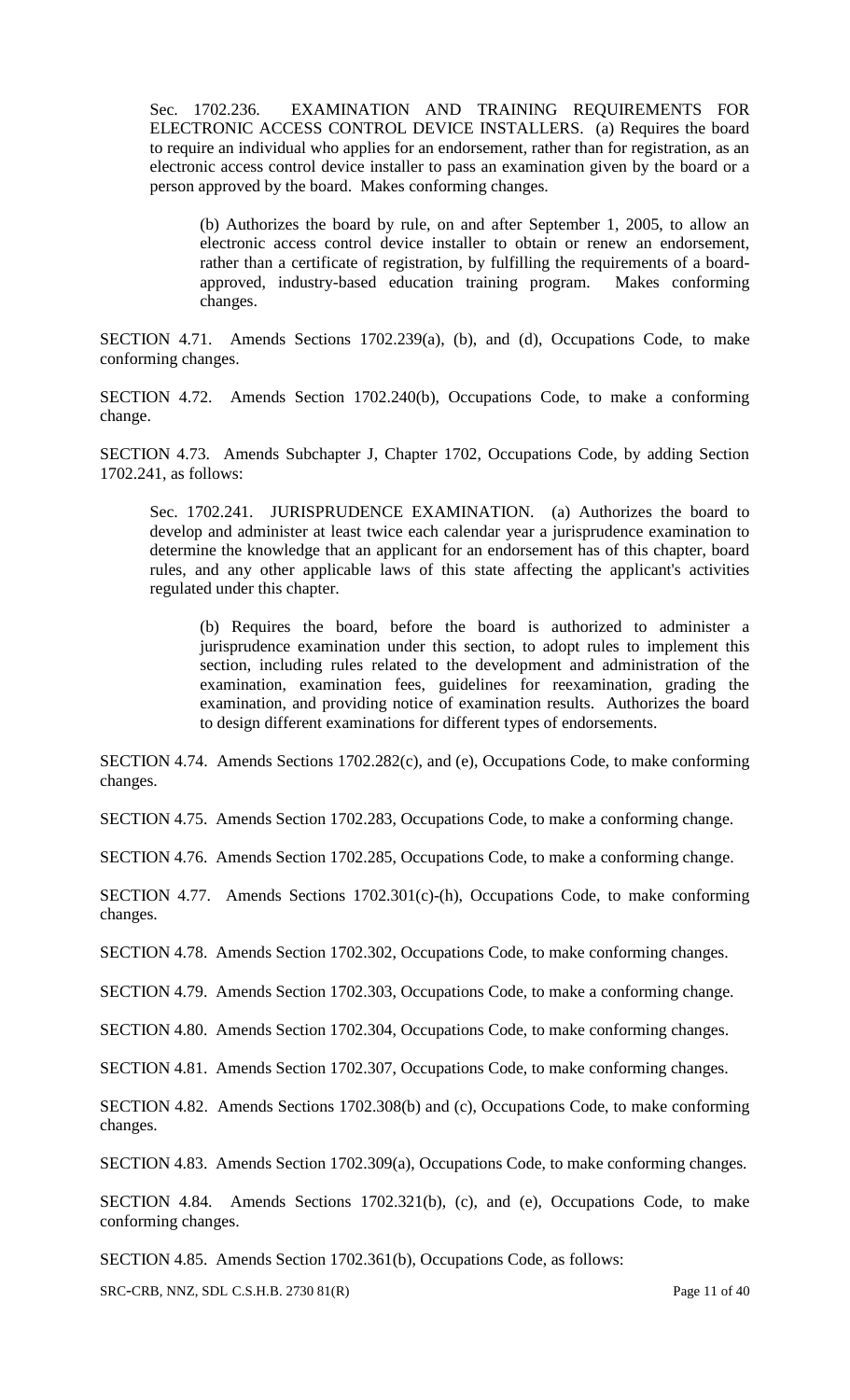Sec. 1702.236. EXAMINATION AND TRAINING REQUIREMENTS FOR ELECTRONIC ACCESS CONTROL DEVICE INSTALLERS. (a) Requires the board to require an individual who applies for an endorsement, rather than for registration, as an electronic access control device installer to pass an examination given by the board or a person approved by the board. Makes conforming changes.

(b) Authorizes the board by rule, on and after September 1, 2005, to allow an electronic access control device installer to obtain or renew an endorsement, rather than a certificate of registration, by fulfilling the requirements of a board-approved, industry-based education training program. Makes conforming changes.

SECTION 4.71. Amends Sections 1702.239(a), (b), and (d), Occupations Code, to make conforming changes.

SECTION 4.72. Amends Section 1702.240(b), Occupations Code, to make a conforming change.

SECTION 4.73. Amends Subchapter J, Chapter 1702, Occupations Code, by adding Section 1702.241, as follows:

Sec. 1702.241. JURISPRUDENCE EXAMINATION. (a) Authorizes the board to develop and administer at least twice each calendar year a jurisprudence examination to determine the knowledge that an applicant for an endorsement has of this chapter, board rules, and any other applicable laws of this state affecting the applicant's activities regulated under this chapter.

(b) Requires the board, before the board is authorized to administer a jurisprudence examination under this section, to adopt rules to implement this section, including rules related to the development and administration of the examination, examination fees, guidelines for reexamination, grading the examination, and providing notice of examination results. Authorizes the board to design different examinations for different types of endorsements.

SECTION 4.74. Amends Sections 1702.282(c), and (e), Occupations Code, to make conforming changes.

SECTION 4.75. Amends Section 1702.283, Occupations Code, to make a conforming change.

SECTION 4.76. Amends Section 1702.285, Occupations Code, to make a conforming change.

SECTION 4.77. Amends Sections 1702.301(c)-(h), Occupations Code, to make conforming changes.

SECTION 4.78. Amends Section 1702.302, Occupations Code, to make conforming changes.

SECTION 4.79. Amends Section 1702.303, Occupations Code, to make a conforming change.

SECTION 4.80. Amends Section 1702.304, Occupations Code, to make conforming changes.

SECTION 4.81. Amends Section 1702.307, Occupations Code, to make conforming changes.

SECTION 4.82. Amends Sections 1702.308(b) and (c), Occupations Code, to make conforming changes.

SECTION 4.83. Amends Section 1702.309(a), Occupations Code, to make conforming changes.

SECTION 4.84. Amends Sections 1702.321(b), (c), and (e), Occupations Code, to make conforming changes.

SECTION 4.85. Amends Section 1702.361(b), Occupations Code, as follows: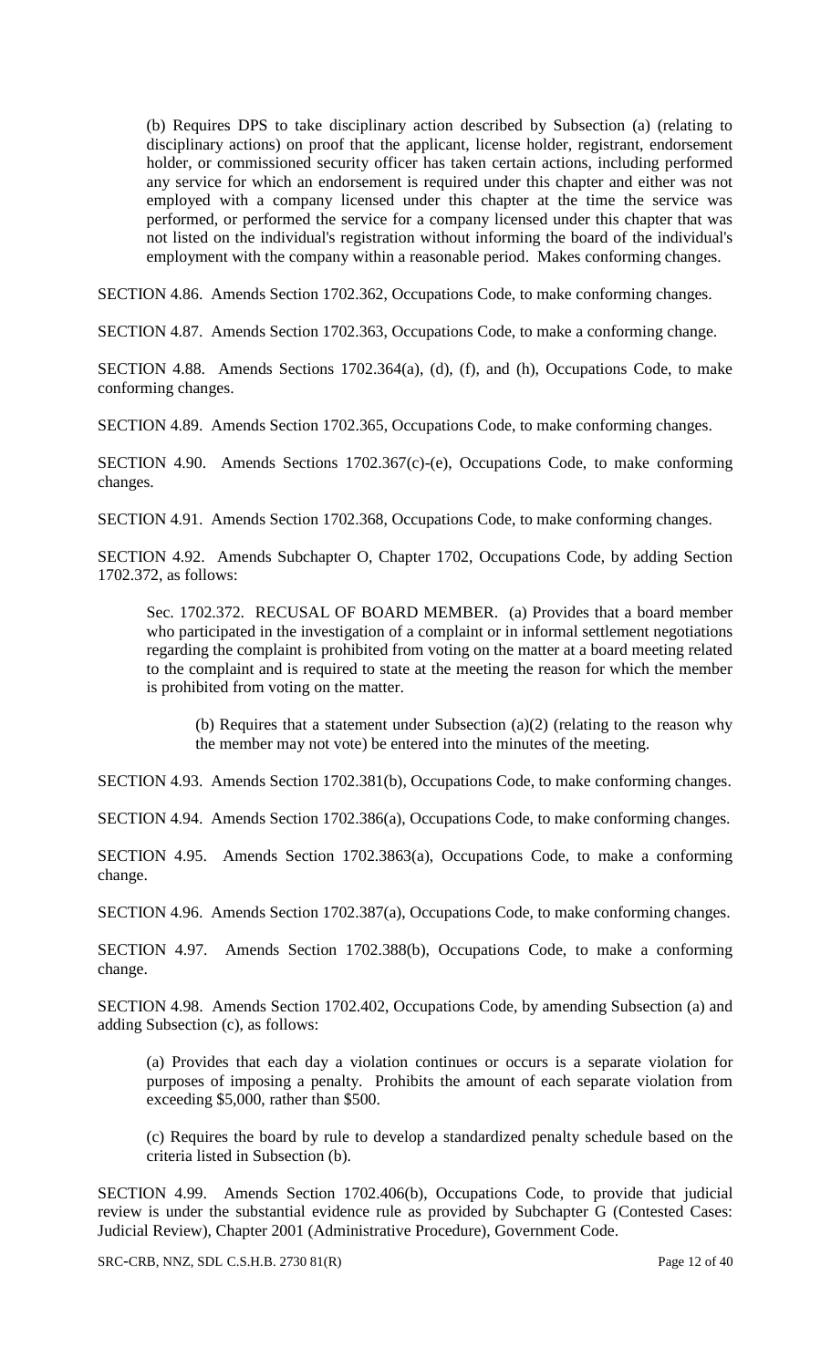(b) Requires DPS to take disciplinary action described by Subsection (a) (relating to disciplinary actions) on proof that the applicant, license holder, registrant, endorsement holder, or commissioned security officer has taken certain actions, including performed any service for which an endorsement is required under this chapter and either was not employed with a company licensed under this chapter at the time the service was performed, or performed the service for a company licensed under this chapter that was not listed on the individual's registration without informing the board of the individual's employment with the company within a reasonable period. Makes conforming changes.

SECTION 4.86. Amends Section 1702.362, Occupations Code, to make conforming changes.

SECTION 4.87. Amends Section 1702.363, Occupations Code, to make a conforming change.

SECTION 4.88. Amends Sections 1702.364(a), (d), (f), and (h), Occupations Code, to make conforming changes.

SECTION 4.89. Amends Section 1702.365, Occupations Code, to make conforming changes.

SECTION 4.90. Amends Sections 1702.367(c)-(e), Occupations Code, to make conforming changes.

SECTION 4.91. Amends Section 1702.368, Occupations Code, to make conforming changes.

SECTION 4.92. Amends Subchapter O, Chapter 1702, Occupations Code, by adding Section 1702.372, as follows:

> Sec. 1702.372. RECUSAL OF BOARD MEMBER. (a) Provides that a board member who participated in the investigation of a complaint or in informal settlement negotiations regarding the complaint is prohibited from voting on the matter at a board meeting related to the complaint and is required to state at the meeting the reason for which the member is prohibited from voting on the matter.
>
> > (b) Requires that a statement under Subsection (a)(2) (relating to the reason why the member may not vote) be entered into the minutes of the meeting.

SECTION 4.93. Amends Section 1702.381(b), Occupations Code, to make conforming changes.

SECTION 4.94. Amends Section 1702.386(a), Occupations Code, to make conforming changes.

SECTION 4.95. Amends Section 1702.3863(a), Occupations Code, to make a conforming change.

SECTION 4.96. Amends Section 1702.387(a), Occupations Code, to make conforming changes.

SECTION 4.97. Amends Section 1702.388(b), Occupations Code, to make a conforming change.

SECTION 4.98. Amends Section 1702.402, Occupations Code, by amending Subsection (a) and adding Subsection (c), as follows:

> (a) Provides that each day a violation continues or occurs is a separate violation for purposes of imposing a penalty. Prohibits the amount of each separate violation from exceeding $5,000, rather than $500.
>
> (c) Requires the board by rule to develop a standardized penalty schedule based on the criteria listed in Subsection (b).

SECTION 4.99. Amends Section 1702.406(b), Occupations Code, to provide that judicial review is under the substantial evidence rule as provided by Subchapter G (Contested Cases: Judicial Review), Chapter 2001 (Administrative Procedure), Government Code.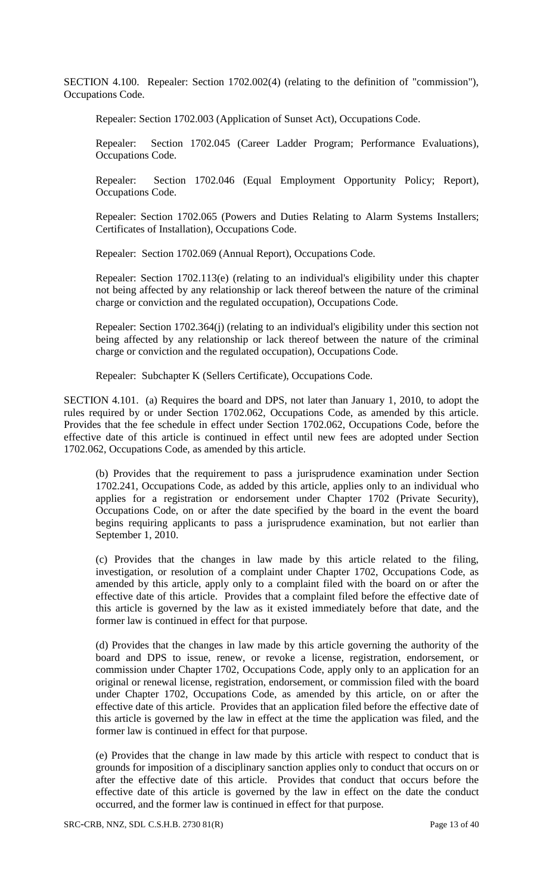SECTION 4.100. Repealer: Section 1702.002(4) (relating to the definition of "commission"), Occupations Code.

Repealer: Section 1702.003 (Application of Sunset Act), Occupations Code.

Repealer: Section 1702.045 (Career Ladder Program; Performance Evaluations), Occupations Code.

Repealer: Section 1702.046 (Equal Employment Opportunity Policy; Report), Occupations Code.

Repealer: Section 1702.065 (Powers and Duties Relating to Alarm Systems Installers; Certificates of Installation), Occupations Code.

Repealer: Section 1702.069 (Annual Report), Occupations Code.

Repealer: Section 1702.113(e) (relating to an individual's eligibility under this chapter not being affected by any relationship or lack thereof between the nature of the criminal charge or conviction and the regulated occupation), Occupations Code.

Repealer: Section 1702.364(j) (relating to an individual's eligibility under this section not being affected by any relationship or lack thereof between the nature of the criminal charge or conviction and the regulated occupation), Occupations Code.

Repealer: Subchapter K (Sellers Certificate), Occupations Code.

SECTION 4.101. (a) Requires the board and DPS, not later than January 1, 2010, to adopt the rules required by or under Section 1702.062, Occupations Code, as amended by this article. Provides that the fee schedule in effect under Section 1702.062, Occupations Code, before the effective date of this article is continued in effect until new fees are adopted under Section 1702.062, Occupations Code, as amended by this article.

(b) Provides that the requirement to pass a jurisprudence examination under Section 1702.241, Occupations Code, as added by this article, applies only to an individual who applies for a registration or endorsement under Chapter 1702 (Private Security), Occupations Code, on or after the date specified by the board in the event the board begins requiring applicants to pass a jurisprudence examination, but not earlier than September 1, 2010.

(c) Provides that the changes in law made by this article related to the filing, investigation, or resolution of a complaint under Chapter 1702, Occupations Code, as amended by this article, apply only to a complaint filed with the board on or after the effective date of this article. Provides that a complaint filed before the effective date of this article is governed by the law as it existed immediately before that date, and the former law is continued in effect for that purpose.

(d) Provides that the changes in law made by this article governing the authority of the board and DPS to issue, renew, or revoke a license, registration, endorsement, or commission under Chapter 1702, Occupations Code, apply only to an application for an original or renewal license, registration, endorsement, or commission filed with the board under Chapter 1702, Occupations Code, as amended by this article, on or after the effective date of this article. Provides that an application filed before the effective date of this article is governed by the law in effect at the time the application was filed, and the former law is continued in effect for that purpose.

(e) Provides that the change in law made by this article with respect to conduct that is grounds for imposition of a disciplinary sanction applies only to conduct that occurs on or after the effective date of this article. Provides that conduct that occurs before the effective date of this article is governed by the law in effect on the date the conduct occurred, and the former law is continued in effect for that purpose.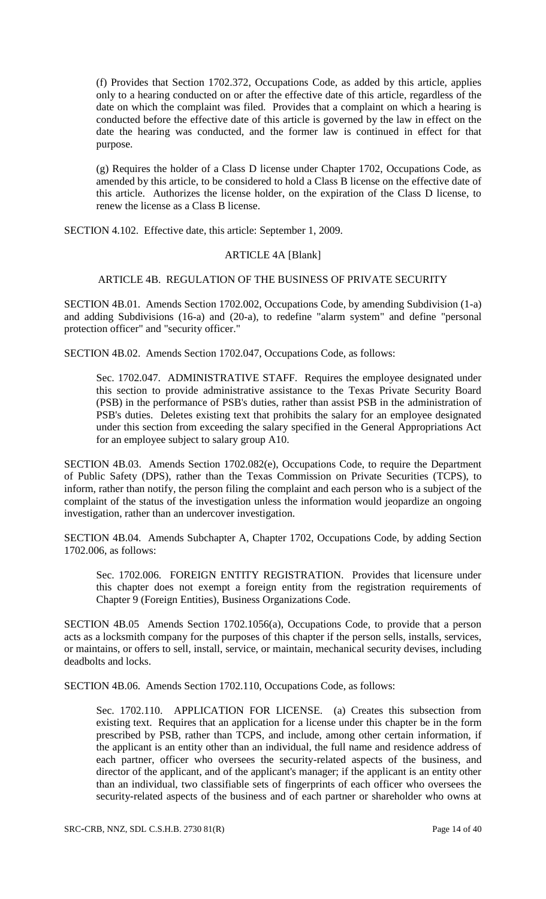(f) Provides that Section 1702.372, Occupations Code, as added by this article, applies only to a hearing conducted on or after the effective date of this article, regardless of the date on which the complaint was filed. Provides that a complaint on which a hearing is conducted before the effective date of this article is governed by the law in effect on the date the hearing was conducted, and the former law is continued in effect for that purpose.

(g) Requires the holder of a Class D license under Chapter 1702, Occupations Code, as amended by this article, to be considered to hold a Class B license on the effective date of this article. Authorizes the license holder, on the expiration of the Class D license, to renew the license as a Class B license.

SECTION 4.102. Effective date, this article: September 1, 2009.

ARTICLE 4A [Blank]

ARTICLE 4B. REGULATION OF THE BUSINESS OF PRIVATE SECURITY

SECTION 4B.01. Amends Section 1702.002, Occupations Code, by amending Subdivision (1-a) and adding Subdivisions (16-a) and (20-a), to redefine "alarm system" and define "personal protection officer" and "security officer."

SECTION 4B.02. Amends Section 1702.047, Occupations Code, as follows:

Sec. 1702.047. ADMINISTRATIVE STAFF. Requires the employee designated under this section to provide administrative assistance to the Texas Private Security Board (PSB) in the performance of PSB's duties, rather than assist PSB in the administration of PSB's duties. Deletes existing text that prohibits the salary for an employee designated under this section from exceeding the salary specified in the General Appropriations Act for an employee subject to salary group A10.

SECTION 4B.03. Amends Section 1702.082(e), Occupations Code, to require the Department of Public Safety (DPS), rather than the Texas Commission on Private Securities (TCPS), to inform, rather than notify, the person filing the complaint and each person who is a subject of the complaint of the status of the investigation unless the information would jeopardize an ongoing investigation, rather than an undercover investigation.

SECTION 4B.04. Amends Subchapter A, Chapter 1702, Occupations Code, by adding Section 1702.006, as follows:

Sec. 1702.006. FOREIGN ENTITY REGISTRATION. Provides that licensure under this chapter does not exempt a foreign entity from the registration requirements of Chapter 9 (Foreign Entities), Business Organizations Code.

SECTION 4B.05 Amends Section 1702.1056(a), Occupations Code, to provide that a person acts as a locksmith company for the purposes of this chapter if the person sells, installs, services, or maintains, or offers to sell, install, service, or maintain, mechanical security devises, including deadbolts and locks.

SECTION 4B.06. Amends Section 1702.110, Occupations Code, as follows:

Sec. 1702.110. APPLICATION FOR LICENSE. (a) Creates this subsection from existing text. Requires that an application for a license under this chapter be in the form prescribed by PSB, rather than TCPS, and include, among other certain information, if the applicant is an entity other than an individual, the full name and residence address of each partner, officer who oversees the security-related aspects of the business, and director of the applicant, and of the applicant's manager; if the applicant is an entity other than an individual, two classifiable sets of fingerprints of each officer who oversees the security-related aspects of the business and of each partner or shareholder who owns at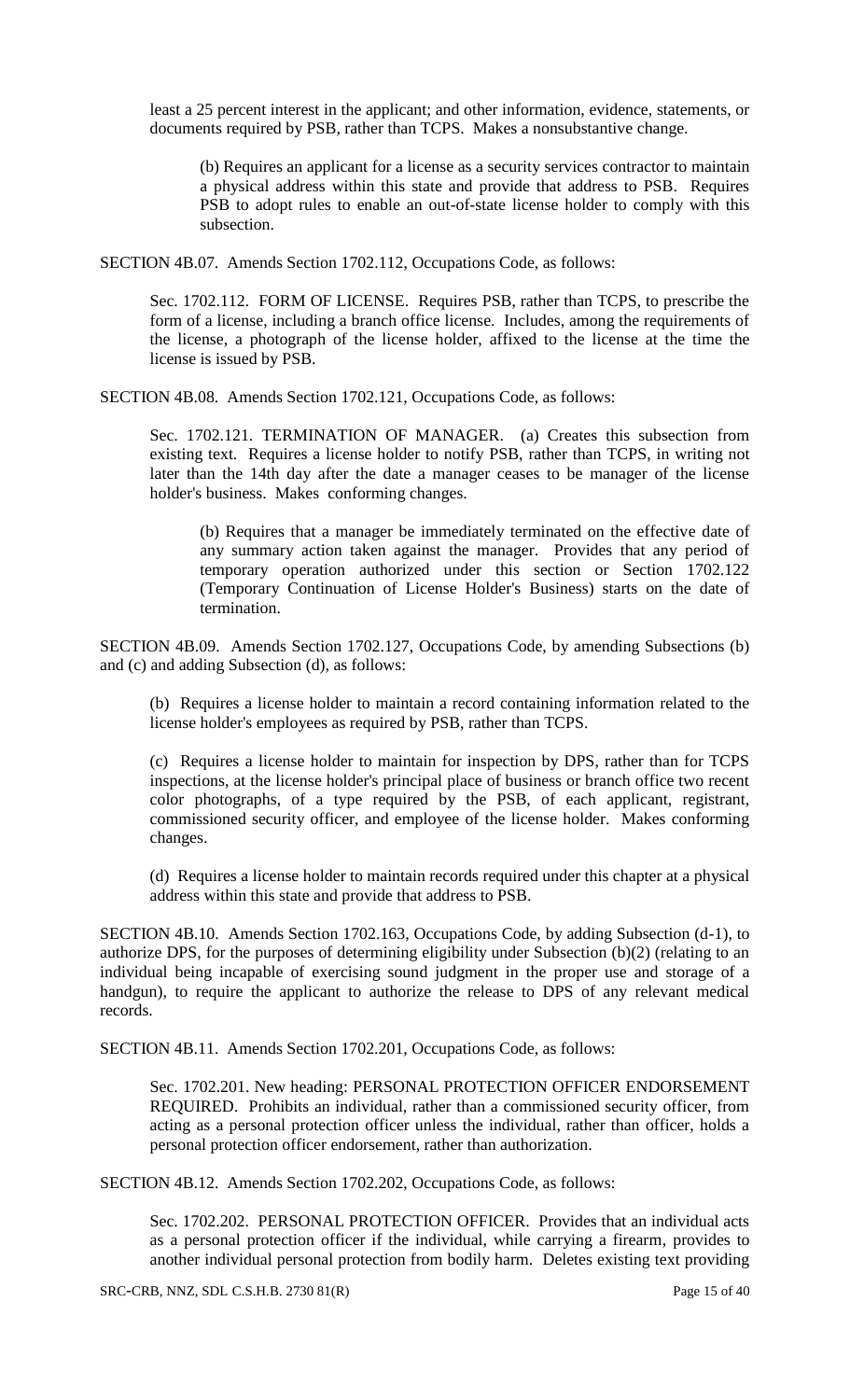least a 25 percent interest in the applicant; and other information, evidence, statements, or documents required by PSB, rather than TCPS. Makes a nonsubstantive change.

> (b) Requires an applicant for a license as a security services contractor to maintain a physical address within this state and provide that address to PSB. Requires PSB to adopt rules to enable an out-of-state license holder to comply with this subsection.

SECTION 4B.07. Amends Section 1702.112, Occupations Code, as follows:

> Sec. 1702.112. FORM OF LICENSE. Requires PSB, rather than TCPS, to prescribe the form of a license, including a branch office license. Includes, among the requirements of the license, a photograph of the license holder, affixed to the license at the time the license is issued by PSB.

SECTION 4B.08. Amends Section 1702.121, Occupations Code, as follows:

> Sec. 1702.121. TERMINATION OF MANAGER. (a) Creates this subsection from existing text. Requires a license holder to notify PSB, rather than TCPS, in writing not later than the 14th day after the date a manager ceases to be manager of the license holder's business. Makes conforming changes.
>
> > (b) Requires that a manager be immediately terminated on the effective date of any summary action taken against the manager. Provides that any period of temporary operation authorized under this section or Section 1702.122 (Temporary Continuation of License Holder's Business) starts on the date of termination.

SECTION 4B.09. Amends Section 1702.127, Occupations Code, by amending Subsections (b) and (c) and adding Subsection (d), as follows:

> (b) Requires a license holder to maintain a record containing information related to the license holder's employees as required by PSB, rather than TCPS.
>
> (c) Requires a license holder to maintain for inspection by DPS, rather than for TCPS inspections, at the license holder's principal place of business or branch office two recent color photographs, of a type required by the PSB, of each applicant, registrant, commissioned security officer, and employee of the license holder. Makes conforming changes.
>
> (d) Requires a license holder to maintain records required under this chapter at a physical address within this state and provide that address to PSB.

SECTION 4B.10. Amends Section 1702.163, Occupations Code, by adding Subsection (d-1), to authorize DPS, for the purposes of determining eligibility under Subsection (b)(2) (relating to an individual being incapable of exercising sound judgment in the proper use and storage of a handgun), to require the applicant to authorize the release to DPS of any relevant medical records.

SECTION 4B.11. Amends Section 1702.201, Occupations Code, as follows:

> Sec. 1702.201. New heading: PERSONAL PROTECTION OFFICER ENDORSEMENT REQUIRED. Prohibits an individual, rather than a commissioned security officer, from acting as a personal protection officer unless the individual, rather than officer, holds a personal protection officer endorsement, rather than authorization.

SECTION 4B.12. Amends Section 1702.202, Occupations Code, as follows:

> Sec. 1702.202. PERSONAL PROTECTION OFFICER. Provides that an individual acts as a personal protection officer if the individual, while carrying a firearm, provides to another individual personal protection from bodily harm. Deletes existing text providing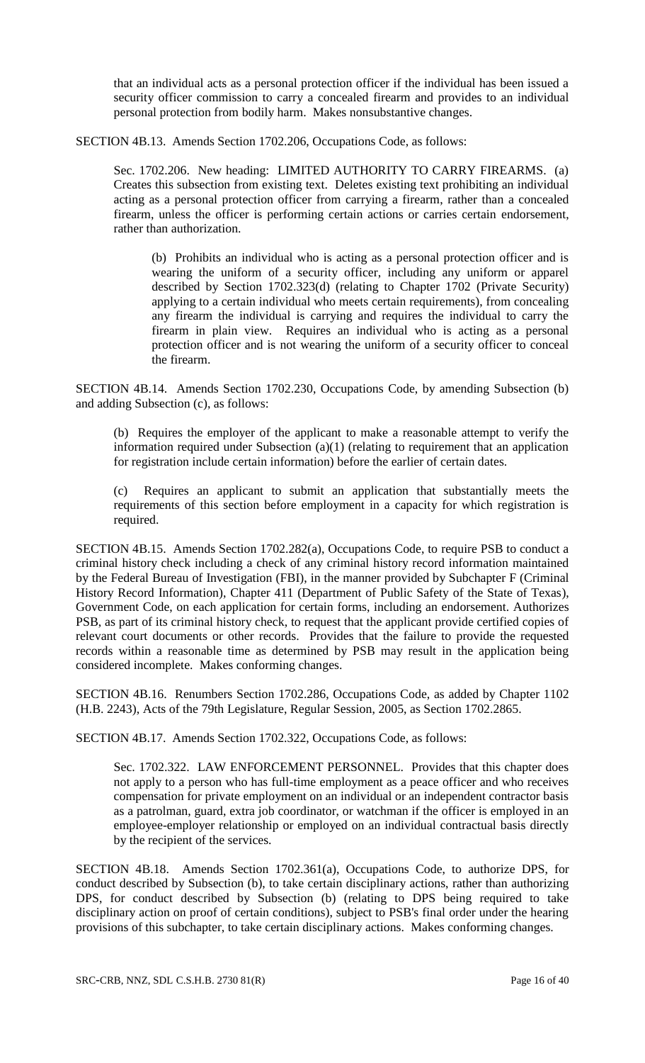that an individual acts as a personal protection officer if the individual has been issued a security officer commission to carry a concealed firearm and provides to an individual personal protection from bodily harm. Makes nonsubstantive changes.

SECTION 4B.13. Amends Section 1702.206, Occupations Code, as follows:

Sec. 1702.206. New heading: LIMITED AUTHORITY TO CARRY FIREARMS. (a) Creates this subsection from existing text. Deletes existing text prohibiting an individual acting as a personal protection officer from carrying a firearm, rather than a concealed firearm, unless the officer is performing certain actions or carries certain endorsement, rather than authorization.

(b) Prohibits an individual who is acting as a personal protection officer and is wearing the uniform of a security officer, including any uniform or apparel described by Section 1702.323(d) (relating to Chapter 1702 (Private Security) applying to a certain individual who meets certain requirements), from concealing any firearm the individual is carrying and requires the individual to carry the firearm in plain view. Requires an individual who is acting as a personal protection officer and is not wearing the uniform of a security officer to conceal the firearm.

SECTION 4B.14. Amends Section 1702.230, Occupations Code, by amending Subsection (b) and adding Subsection (c), as follows:

(b) Requires the employer of the applicant to make a reasonable attempt to verify the information required under Subsection (a)(1) (relating to requirement that an application for registration include certain information) before the earlier of certain dates.

(c) Requires an applicant to submit an application that substantially meets the requirements of this section before employment in a capacity for which registration is required.

SECTION 4B.15. Amends Section 1702.282(a), Occupations Code, to require PSB to conduct a criminal history check including a check of any criminal history record information maintained by the Federal Bureau of Investigation (FBI), in the manner provided by Subchapter F (Criminal History Record Information), Chapter 411 (Department of Public Safety of the State of Texas), Government Code, on each application for certain forms, including an endorsement. Authorizes PSB, as part of its criminal history check, to request that the applicant provide certified copies of relevant court documents or other records. Provides that the failure to provide the requested records within a reasonable time as determined by PSB may result in the application being considered incomplete. Makes conforming changes.

SECTION 4B.16. Renumbers Section 1702.286, Occupations Code, as added by Chapter 1102 (H.B. 2243), Acts of the 79th Legislature, Regular Session, 2005, as Section 1702.2865.

SECTION 4B.17. Amends Section 1702.322, Occupations Code, as follows:

Sec. 1702.322. LAW ENFORCEMENT PERSONNEL. Provides that this chapter does not apply to a person who has full-time employment as a peace officer and who receives compensation for private employment on an individual or an independent contractor basis as a patrolman, guard, extra job coordinator, or watchman if the officer is employed in an employee-employer relationship or employed on an individual contractual basis directly by the recipient of the services.

SECTION 4B.18. Amends Section 1702.361(a), Occupations Code, to authorize DPS, for conduct described by Subsection (b), to take certain disciplinary actions, rather than authorizing DPS, for conduct described by Subsection (b) (relating to DPS being required to take disciplinary action on proof of certain conditions), subject to PSB's final order under the hearing provisions of this subchapter, to take certain disciplinary actions. Makes conforming changes.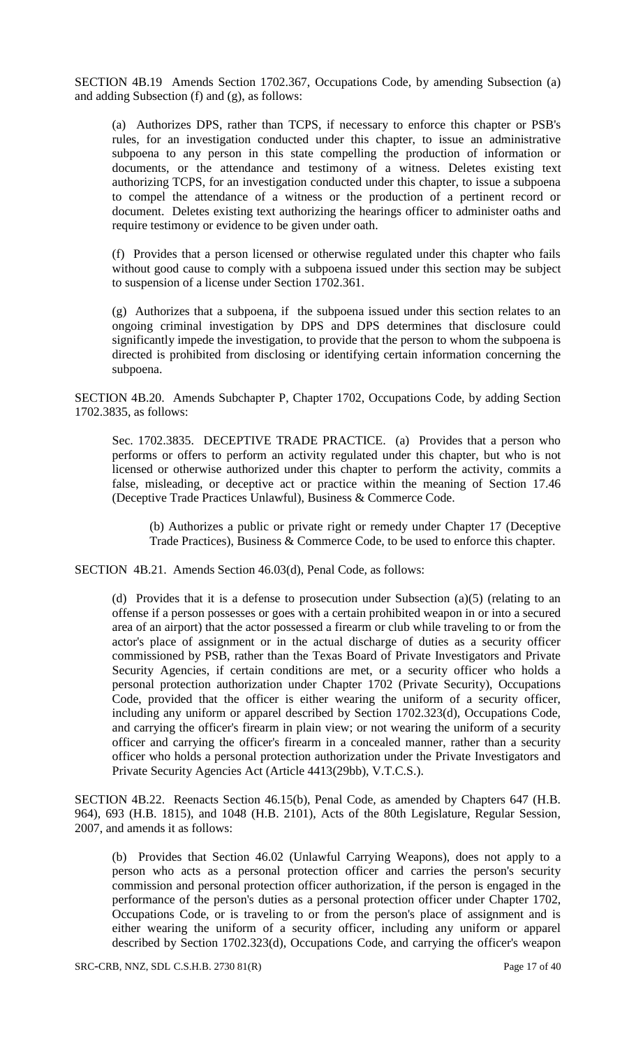SECTION 4B.19 Amends Section 1702.367, Occupations Code, by amending Subsection (a) and adding Subsection (f) and (g), as follows:

(a) Authorizes DPS, rather than TCPS, if necessary to enforce this chapter or PSB's rules, for an investigation conducted under this chapter, to issue an administrative subpoena to any person in this state compelling the production of information or documents, or the attendance and testimony of a witness. Deletes existing text authorizing TCPS, for an investigation conducted under this chapter, to issue a subpoena to compel the attendance of a witness or the production of a pertinent record or document. Deletes existing text authorizing the hearings officer to administer oaths and require testimony or evidence to be given under oath.

(f) Provides that a person licensed or otherwise regulated under this chapter who fails without good cause to comply with a subpoena issued under this section may be subject to suspension of a license under Section 1702.361.

(g) Authorizes that a subpoena, if the subpoena issued under this section relates to an ongoing criminal investigation by DPS and DPS determines that disclosure could significantly impede the investigation, to provide that the person to whom the subpoena is directed is prohibited from disclosing or identifying certain information concerning the subpoena.

SECTION 4B.20. Amends Subchapter P, Chapter 1702, Occupations Code, by adding Section 1702.3835, as follows:

Sec. 1702.3835. DECEPTIVE TRADE PRACTICE. (a) Provides that a person who performs or offers to perform an activity regulated under this chapter, but who is not licensed or otherwise authorized under this chapter to perform the activity, commits a false, misleading, or deceptive act or practice within the meaning of Section 17.46 (Deceptive Trade Practices Unlawful), Business & Commerce Code.

(b) Authorizes a public or private right or remedy under Chapter 17 (Deceptive Trade Practices), Business & Commerce Code, to be used to enforce this chapter.

SECTION 4B.21. Amends Section 46.03(d), Penal Code, as follows:

(d) Provides that it is a defense to prosecution under Subsection (a)(5) (relating to an offense if a person possesses or goes with a certain prohibited weapon in or into a secured area of an airport) that the actor possessed a firearm or club while traveling to or from the actor's place of assignment or in the actual discharge of duties as a security officer commissioned by PSB, rather than the Texas Board of Private Investigators and Private Security Agencies, if certain conditions are met, or a security officer who holds a personal protection authorization under Chapter 1702 (Private Security), Occupations Code, provided that the officer is either wearing the uniform of a security officer, including any uniform or apparel described by Section 1702.323(d), Occupations Code, and carrying the officer's firearm in plain view; or not wearing the uniform of a security officer and carrying the officer's firearm in a concealed manner, rather than a security officer who holds a personal protection authorization under the Private Investigators and Private Security Agencies Act (Article 4413(29bb), V.T.C.S.).

SECTION 4B.22. Reenacts Section 46.15(b), Penal Code, as amended by Chapters 647 (H.B. 964), 693 (H.B. 1815), and 1048 (H.B. 2101), Acts of the 80th Legislature, Regular Session, 2007, and amends it as follows:

(b) Provides that Section 46.02 (Unlawful Carrying Weapons), does not apply to a person who acts as a personal protection officer and carries the person's security commission and personal protection officer authorization, if the person is engaged in the performance of the person's duties as a personal protection officer under Chapter 1702, Occupations Code, or is traveling to or from the person's place of assignment and is either wearing the uniform of a security officer, including any uniform or apparel described by Section 1702.323(d), Occupations Code, and carrying the officer's weapon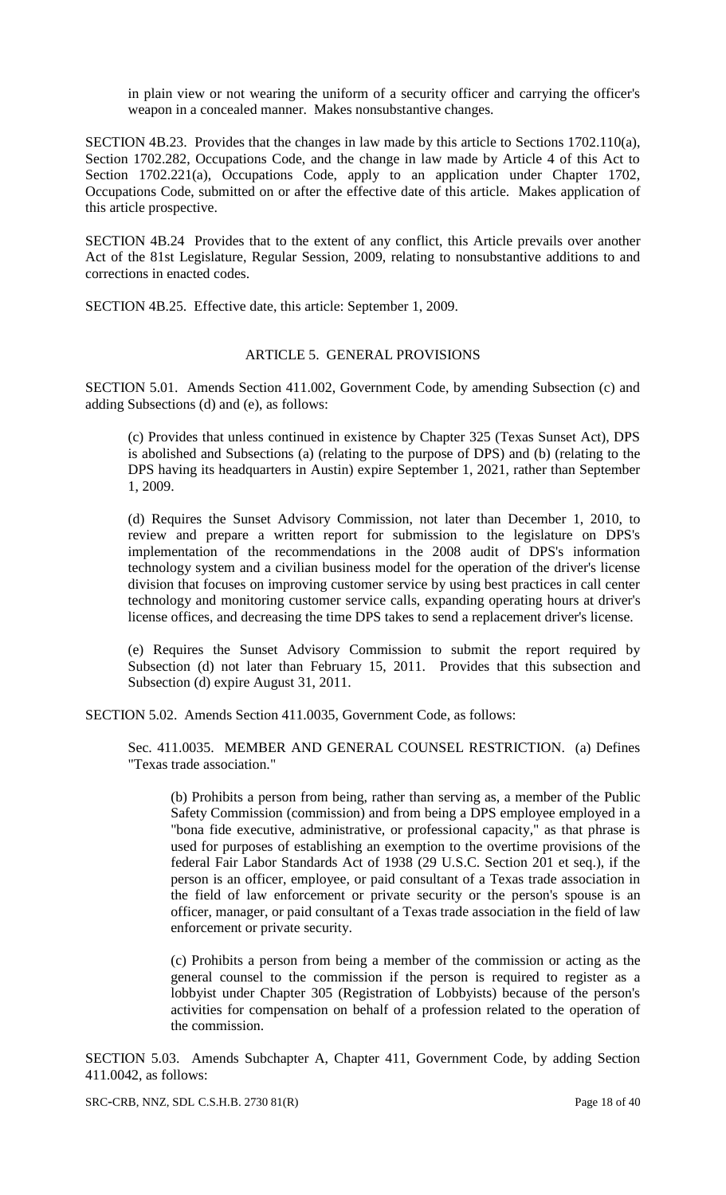in plain view or not wearing the uniform of a security officer and carrying the officer's weapon in a concealed manner. Makes nonsubstantive changes.

SECTION 4B.23. Provides that the changes in law made by this article to Sections 1702.110(a), Section 1702.282, Occupations Code, and the change in law made by Article 4 of this Act to Section 1702.221(a), Occupations Code, apply to an application under Chapter 1702, Occupations Code, submitted on or after the effective date of this article. Makes application of this article prospective.

SECTION 4B.24 Provides that to the extent of any conflict, this Article prevails over another Act of the 81st Legislature, Regular Session, 2009, relating to nonsubstantive additions to and corrections in enacted codes.

SECTION 4B.25. Effective date, this article: September 1, 2009.

## ARTICLE 5. GENERAL PROVISIONS

SECTION 5.01. Amends Section 411.002, Government Code, by amending Subsection (c) and adding Subsections (d) and (e), as follows:

(c) Provides that unless continued in existence by Chapter 325 (Texas Sunset Act), DPS is abolished and Subsections (a) (relating to the purpose of DPS) and (b) (relating to the DPS having its headquarters in Austin) expire September 1, 2021, rather than September 1, 2009.

(d) Requires the Sunset Advisory Commission, not later than December 1, 2010, to review and prepare a written report for submission to the legislature on DPS's implementation of the recommendations in the 2008 audit of DPS's information technology system and a civilian business model for the operation of the driver's license division that focuses on improving customer service by using best practices in call center technology and monitoring customer service calls, expanding operating hours at driver's license offices, and decreasing the time DPS takes to send a replacement driver's license.

(e) Requires the Sunset Advisory Commission to submit the report required by Subsection (d) not later than February 15, 2011. Provides that this subsection and Subsection (d) expire August 31, 2011.

SECTION 5.02. Amends Section 411.0035, Government Code, as follows:

Sec. 411.0035. MEMBER AND GENERAL COUNSEL RESTRICTION. (a) Defines "Texas trade association."

(b) Prohibits a person from being, rather than serving as, a member of the Public Safety Commission (commission) and from being a DPS employee employed in a "bona fide executive, administrative, or professional capacity," as that phrase is used for purposes of establishing an exemption to the overtime provisions of the federal Fair Labor Standards Act of 1938 (29 U.S.C. Section 201 et seq.), if the person is an officer, employee, or paid consultant of a Texas trade association in the field of law enforcement or private security or the person's spouse is an officer, manager, or paid consultant of a Texas trade association in the field of law enforcement or private security.

(c) Prohibits a person from being a member of the commission or acting as the general counsel to the commission if the person is required to register as a lobbyist under Chapter 305 (Registration of Lobbyists) because of the person's activities for compensation on behalf of a profession related to the operation of the commission.

SECTION 5.03. Amends Subchapter A, Chapter 411, Government Code, by adding Section 411.0042, as follows: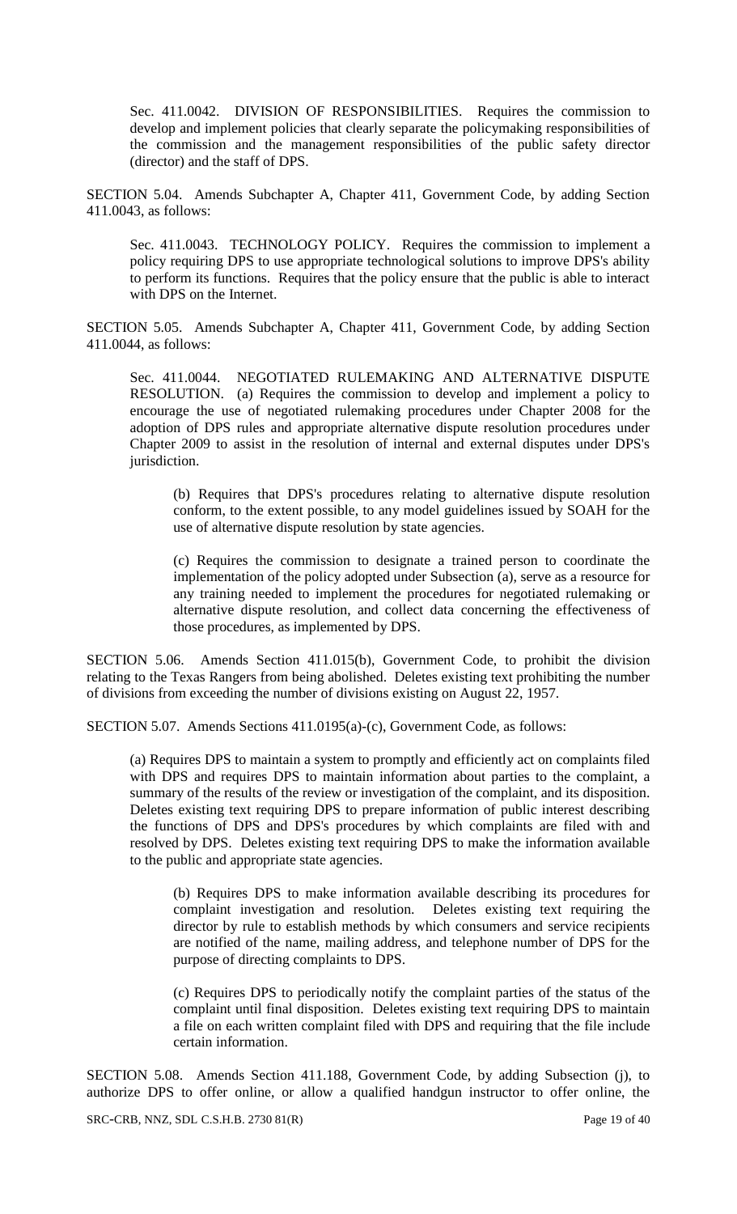Sec. 411.0042. DIVISION OF RESPONSIBILITIES. Requires the commission to develop and implement policies that clearly separate the policymaking responsibilities of the commission and the management responsibilities of the public safety director (director) and the staff of DPS.

SECTION 5.04. Amends Subchapter A, Chapter 411, Government Code, by adding Section 411.0043, as follows:

Sec. 411.0043. TECHNOLOGY POLICY. Requires the commission to implement a policy requiring DPS to use appropriate technological solutions to improve DPS's ability to perform its functions. Requires that the policy ensure that the public is able to interact with DPS on the Internet.

SECTION 5.05. Amends Subchapter A, Chapter 411, Government Code, by adding Section 411.0044, as follows:

Sec. 411.0044. NEGOTIATED RULEMAKING AND ALTERNATIVE DISPUTE RESOLUTION. (a) Requires the commission to develop and implement a policy to encourage the use of negotiated rulemaking procedures under Chapter 2008 for the adoption of DPS rules and appropriate alternative dispute resolution procedures under Chapter 2009 to assist in the resolution of internal and external disputes under DPS's jurisdiction.

(b) Requires that DPS's procedures relating to alternative dispute resolution conform, to the extent possible, to any model guidelines issued by SOAH for the use of alternative dispute resolution by state agencies.

(c) Requires the commission to designate a trained person to coordinate the implementation of the policy adopted under Subsection (a), serve as a resource for any training needed to implement the procedures for negotiated rulemaking or alternative dispute resolution, and collect data concerning the effectiveness of those procedures, as implemented by DPS.

SECTION 5.06. Amends Section 411.015(b), Government Code, to prohibit the division relating to the Texas Rangers from being abolished. Deletes existing text prohibiting the number of divisions from exceeding the number of divisions existing on August 22, 1957.

SECTION 5.07. Amends Sections 411.0195(a)-(c), Government Code, as follows:

(a) Requires DPS to maintain a system to promptly and efficiently act on complaints filed with DPS and requires DPS to maintain information about parties to the complaint, a summary of the results of the review or investigation of the complaint, and its disposition. Deletes existing text requiring DPS to prepare information of public interest describing the functions of DPS and DPS's procedures by which complaints are filed with and resolved by DPS. Deletes existing text requiring DPS to make the information available to the public and appropriate state agencies.

(b) Requires DPS to make information available describing its procedures for complaint investigation and resolution. Deletes existing text requiring the director by rule to establish methods by which consumers and service recipients are notified of the name, mailing address, and telephone number of DPS for the purpose of directing complaints to DPS.

(c) Requires DPS to periodically notify the complaint parties of the status of the complaint until final disposition. Deletes existing text requiring DPS to maintain a file on each written complaint filed with DPS and requiring that the file include certain information.

SECTION 5.08. Amends Section 411.188, Government Code, by adding Subsection (j), to authorize DPS to offer online, or allow a qualified handgun instructor to offer online, the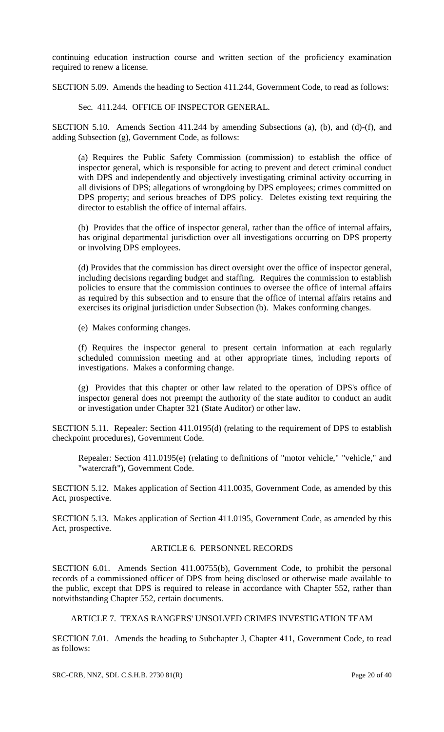continuing education instruction course and written section of the proficiency examination required to renew a license.

SECTION 5.09. Amends the heading to Section 411.244, Government Code, to read as follows:

Sec. 411.244. OFFICE OF INSPECTOR GENERAL.

SECTION 5.10. Amends Section 411.244 by amending Subsections (a), (b), and (d)-(f), and adding Subsection (g), Government Code, as follows:

(a) Requires the Public Safety Commission (commission) to establish the office of inspector general, which is responsible for acting to prevent and detect criminal conduct with DPS and independently and objectively investigating criminal activity occurring in all divisions of DPS; allegations of wrongdoing by DPS employees; crimes committed on DPS property; and serious breaches of DPS policy. Deletes existing text requiring the director to establish the office of internal affairs.

(b) Provides that the office of inspector general, rather than the office of internal affairs, has original departmental jurisdiction over all investigations occurring on DPS property or involving DPS employees.

(d) Provides that the commission has direct oversight over the office of inspector general, including decisions regarding budget and staffing. Requires the commission to establish policies to ensure that the commission continues to oversee the office of internal affairs as required by this subsection and to ensure that the office of internal affairs retains and exercises its original jurisdiction under Subsection (b). Makes conforming changes.

(e) Makes conforming changes.

(f) Requires the inspector general to present certain information at each regularly scheduled commission meeting and at other appropriate times, including reports of investigations. Makes a conforming change.

(g) Provides that this chapter or other law related to the operation of DPS's office of inspector general does not preempt the authority of the state auditor to conduct an audit or investigation under Chapter 321 (State Auditor) or other law.

SECTION 5.11. Repealer: Section 411.0195(d) (relating to the requirement of DPS to establish checkpoint procedures), Government Code.

Repealer: Section 411.0195(e) (relating to definitions of "motor vehicle," "vehicle," and "watercraft"), Government Code.

SECTION 5.12. Makes application of Section 411.0035, Government Code, as amended by this Act, prospective.

SECTION 5.13. Makes application of Section 411.0195, Government Code, as amended by this Act, prospective.

## ARTICLE 6. PERSONNEL RECORDS

SECTION 6.01. Amends Section 411.00755(b), Government Code, to prohibit the personal records of a commissioned officer of DPS from being disclosed or otherwise made available to the public, except that DPS is required to release in accordance with Chapter 552, rather than notwithstanding Chapter 552, certain documents.

## ARTICLE 7. TEXAS RANGERS' UNSOLVED CRIMES INVESTIGATION TEAM

SECTION 7.01. Amends the heading to Subchapter J, Chapter 411, Government Code, to read as follows: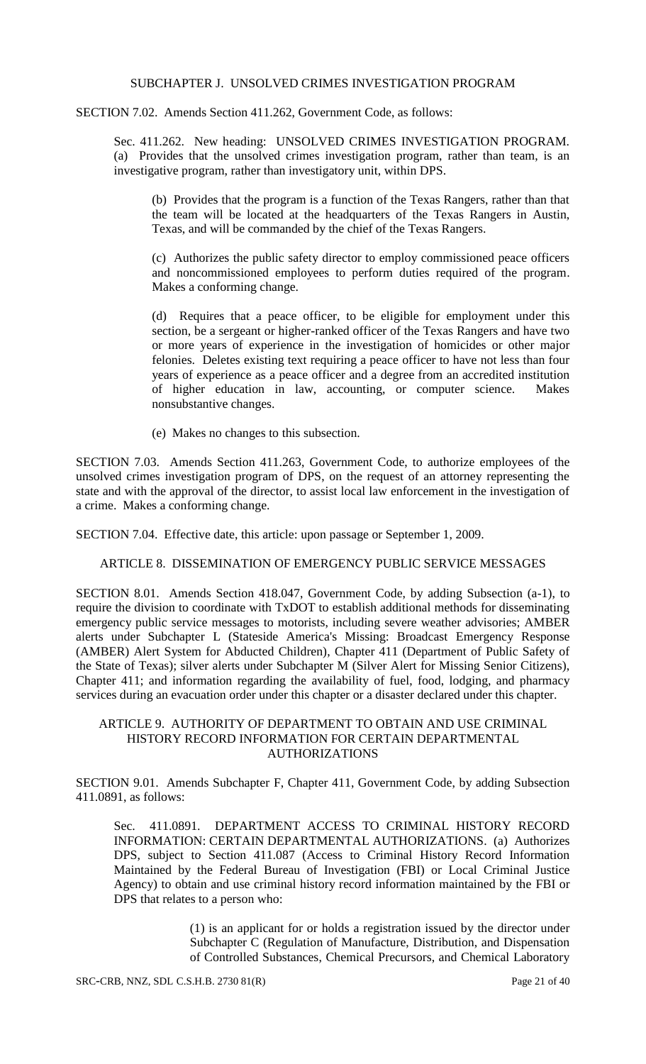SUBCHAPTER J. UNSOLVED CRIMES INVESTIGATION PROGRAM

SECTION 7.02. Amends Section 411.262, Government Code, as follows:

Sec. 411.262. New heading: UNSOLVED CRIMES INVESTIGATION PROGRAM. (a) Provides that the unsolved crimes investigation program, rather than team, is an investigative program, rather than investigatory unit, within DPS.

(b) Provides that the program is a function of the Texas Rangers, rather than that the team will be located at the headquarters of the Texas Rangers in Austin, Texas, and will be commanded by the chief of the Texas Rangers.

(c) Authorizes the public safety director to employ commissioned peace officers and noncommissioned employees to perform duties required of the program. Makes a conforming change.

(d) Requires that a peace officer, to be eligible for employment under this section, be a sergeant or higher-ranked officer of the Texas Rangers and have two or more years of experience in the investigation of homicides or other major felonies. Deletes existing text requiring a peace officer to have not less than four years of experience as a peace officer and a degree from an accredited institution of higher education in law, accounting, or computer science. Makes nonsubstantive changes.

(e) Makes no changes to this subsection.

SECTION 7.03. Amends Section 411.263, Government Code, to authorize employees of the unsolved crimes investigation program of DPS, on the request of an attorney representing the state and with the approval of the director, to assist local law enforcement in the investigation of a crime. Makes a conforming change.

SECTION 7.04. Effective date, this article: upon passage or September 1, 2009.

ARTICLE 8. DISSEMINATION OF EMERGENCY PUBLIC SERVICE MESSAGES

SECTION 8.01. Amends Section 418.047, Government Code, by adding Subsection (a-1), to require the division to coordinate with TxDOT to establish additional methods for disseminating emergency public service messages to motorists, including severe weather advisories; AMBER alerts under Subchapter L (Stateside America's Missing: Broadcast Emergency Response (AMBER) Alert System for Abducted Children), Chapter 411 (Department of Public Safety of the State of Texas); silver alerts under Subchapter M (Silver Alert for Missing Senior Citizens), Chapter 411; and information regarding the availability of fuel, food, lodging, and pharmacy services during an evacuation order under this chapter or a disaster declared under this chapter.

ARTICLE 9. AUTHORITY OF DEPARTMENT TO OBTAIN AND USE CRIMINAL HISTORY RECORD INFORMATION FOR CERTAIN DEPARTMENTAL AUTHORIZATIONS

SECTION 9.01. Amends Subchapter F, Chapter 411, Government Code, by adding Subsection 411.0891, as follows:

Sec. 411.0891. DEPARTMENT ACCESS TO CRIMINAL HISTORY RECORD INFORMATION: CERTAIN DEPARTMENTAL AUTHORIZATIONS. (a) Authorizes DPS, subject to Section 411.087 (Access to Criminal History Record Information Maintained by the Federal Bureau of Investigation (FBI) or Local Criminal Justice Agency) to obtain and use criminal history record information maintained by the FBI or DPS that relates to a person who:

(1) is an applicant for or holds a registration issued by the director under Subchapter C (Regulation of Manufacture, Distribution, and Dispensation of Controlled Substances, Chemical Precursors, and Chemical Laboratory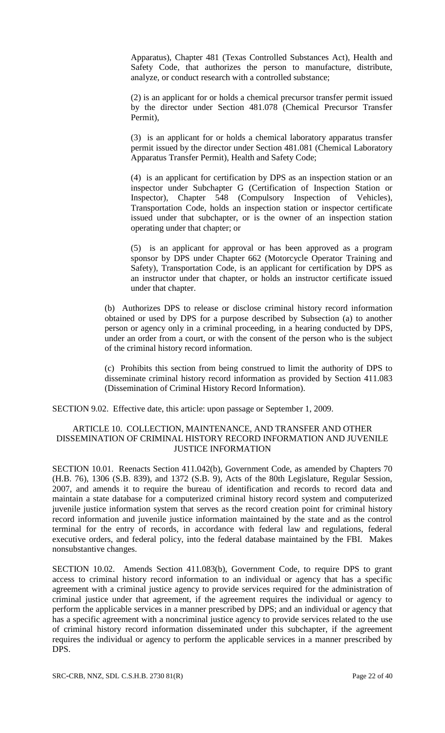Apparatus), Chapter 481 (Texas Controlled Substances Act), Health and Safety Code, that authorizes the person to manufacture, distribute, analyze, or conduct research with a controlled substance;

(2) is an applicant for or holds a chemical precursor transfer permit issued by the director under Section 481.078 (Chemical Precursor Transfer Permit),

(3) is an applicant for or holds a chemical laboratory apparatus transfer permit issued by the director under Section 481.081 (Chemical Laboratory Apparatus Transfer Permit), Health and Safety Code;

(4) is an applicant for certification by DPS as an inspection station or an inspector under Subchapter G (Certification of Inspection Station or Inspector), Chapter 548 (Compulsory Inspection of Vehicles), Transportation Code, holds an inspection station or inspector certificate issued under that subchapter, or is the owner of an inspection station operating under that chapter; or

(5) is an applicant for approval or has been approved as a program sponsor by DPS under Chapter 662 (Motorcycle Operator Training and Safety), Transportation Code, is an applicant for certification by DPS as an instructor under that chapter, or holds an instructor certificate issued under that chapter.

(b) Authorizes DPS to release or disclose criminal history record information obtained or used by DPS for a purpose described by Subsection (a) to another person or agency only in a criminal proceeding, in a hearing conducted by DPS, under an order from a court, or with the consent of the person who is the subject of the criminal history record information.

(c) Prohibits this section from being construed to limit the authority of DPS to disseminate criminal history record information as provided by Section 411.083 (Dissemination of Criminal History Record Information).

SECTION 9.02. Effective date, this article: upon passage or September 1, 2009.

## ARTICLE 10. COLLECTION, MAINTENANCE, AND TRANSFER AND OTHER DISSEMINATION OF CRIMINAL HISTORY RECORD INFORMATION AND JUVENILE JUSTICE INFORMATION

SECTION 10.01. Reenacts Section 411.042(b), Government Code, as amended by Chapters 70 (H.B. 76), 1306 (S.B. 839), and 1372 (S.B. 9), Acts of the 80th Legislature, Regular Session, 2007, and amends it to require the bureau of identification and records to record data and maintain a state database for a computerized criminal history record system and computerized juvenile justice information system that serves as the record creation point for criminal history record information and juvenile justice information maintained by the state and as the control terminal for the entry of records, in accordance with federal law and regulations, federal executive orders, and federal policy, into the federal database maintained by the FBI. Makes nonsubstantive changes.

SECTION 10.02. Amends Section 411.083(b), Government Code, to require DPS to grant access to criminal history record information to an individual or agency that has a specific agreement with a criminal justice agency to provide services required for the administration of criminal justice under that agreement, if the agreement requires the individual or agency to perform the applicable services in a manner prescribed by DPS; and an individual or agency that has a specific agreement with a noncriminal justice agency to provide services related to the use of criminal history record information disseminated under this subchapter, if the agreement requires the individual or agency to perform the applicable services in a manner prescribed by DPS.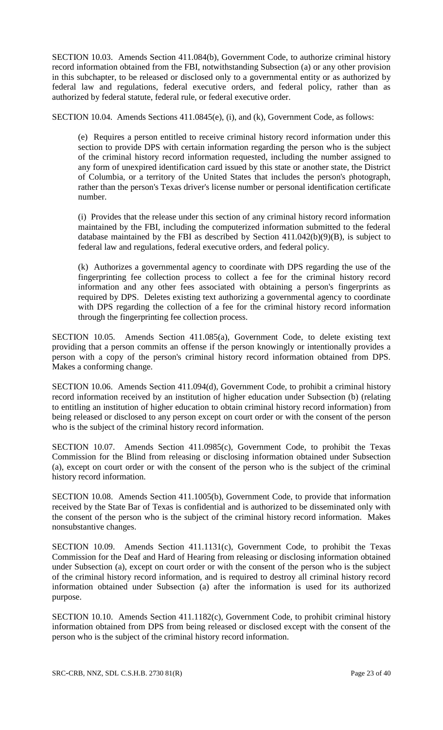SECTION 10.03. Amends Section 411.084(b), Government Code, to authorize criminal history record information obtained from the FBI, notwithstanding Subsection (a) or any other provision in this subchapter, to be released or disclosed only to a governmental entity or as authorized by federal law and regulations, federal executive orders, and federal policy, rather than as authorized by federal statute, federal rule, or federal executive order.

SECTION 10.04. Amends Sections 411.0845(e), (i), and (k), Government Code, as follows:

> (e) Requires a person entitled to receive criminal history record information under this section to provide DPS with certain information regarding the person who is the subject of the criminal history record information requested, including the number assigned to any form of unexpired identification card issued by this state or another state, the District of Columbia, or a territory of the United States that includes the person's photograph, rather than the person's Texas driver's license number or personal identification certificate number.
>
> (i) Provides that the release under this section of any criminal history record information maintained by the FBI, including the computerized information submitted to the federal database maintained by the FBI as described by Section 411.042(b)(9)(B), is subject to federal law and regulations, federal executive orders, and federal policy.
>
> (k) Authorizes a governmental agency to coordinate with DPS regarding the use of the fingerprinting fee collection process to collect a fee for the criminal history record information and any other fees associated with obtaining a person's fingerprints as required by DPS. Deletes existing text authorizing a governmental agency to coordinate with DPS regarding the collection of a fee for the criminal history record information through the fingerprinting fee collection process.

SECTION 10.05. Amends Section 411.085(a), Government Code, to delete existing text providing that a person commits an offense if the person knowingly or intentionally provides a person with a copy of the person's criminal history record information obtained from DPS. Makes a conforming change.

SECTION 10.06. Amends Section 411.094(d), Government Code, to prohibit a criminal history record information received by an institution of higher education under Subsection (b) (relating to entitling an institution of higher education to obtain criminal history record information) from being released or disclosed to any person except on court order or with the consent of the person who is the subject of the criminal history record information.

SECTION 10.07. Amends Section 411.0985(c), Government Code, to prohibit the Texas Commission for the Blind from releasing or disclosing information obtained under Subsection (a), except on court order or with the consent of the person who is the subject of the criminal history record information.

SECTION 10.08. Amends Section 411.1005(b), Government Code, to provide that information received by the State Bar of Texas is confidential and is authorized to be disseminated only with the consent of the person who is the subject of the criminal history record information. Makes nonsubstantive changes.

SECTION 10.09. Amends Section 411.1131(c), Government Code, to prohibit the Texas Commission for the Deaf and Hard of Hearing from releasing or disclosing information obtained under Subsection (a), except on court order or with the consent of the person who is the subject of the criminal history record information, and is required to destroy all criminal history record information obtained under Subsection (a) after the information is used for its authorized purpose.

SECTION 10.10. Amends Section 411.1182(c), Government Code, to prohibit criminal history information obtained from DPS from being released or disclosed except with the consent of the person who is the subject of the criminal history record information.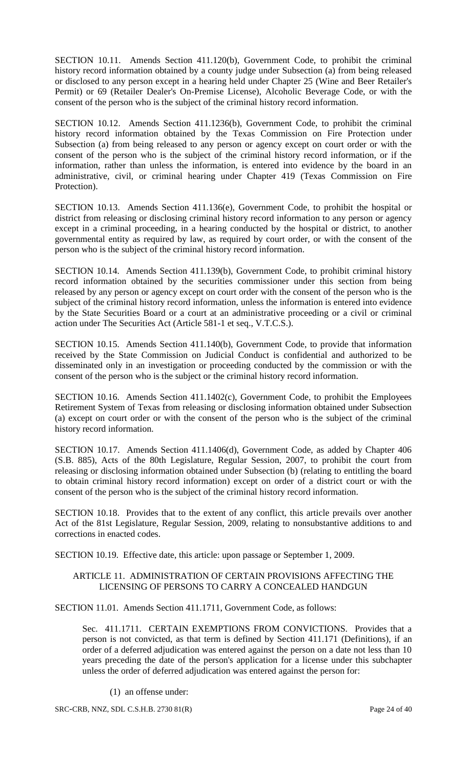SECTION 10.11. Amends Section 411.120(b), Government Code, to prohibit the criminal history record information obtained by a county judge under Subsection (a) from being released or disclosed to any person except in a hearing held under Chapter 25 (Wine and Beer Retailer's Permit) or 69 (Retailer Dealer's On-Premise License), Alcoholic Beverage Code, or with the consent of the person who is the subject of the criminal history record information.

SECTION 10.12. Amends Section 411.1236(b), Government Code, to prohibit the criminal history record information obtained by the Texas Commission on Fire Protection under Subsection (a) from being released to any person or agency except on court order or with the consent of the person who is the subject of the criminal history record information, or if the information, rather than unless the information, is entered into evidence by the board in an administrative, civil, or criminal hearing under Chapter 419 (Texas Commission on Fire Protection).

SECTION 10.13. Amends Section 411.136(e), Government Code, to prohibit the hospital or district from releasing or disclosing criminal history record information to any person or agency except in a criminal proceeding, in a hearing conducted by the hospital or district, to another governmental entity as required by law, as required by court order, or with the consent of the person who is the subject of the criminal history record information.

SECTION 10.14. Amends Section 411.139(b), Government Code, to prohibit criminal history record information obtained by the securities commissioner under this section from being released by any person or agency except on court order with the consent of the person who is the subject of the criminal history record information, unless the information is entered into evidence by the State Securities Board or a court at an administrative proceeding or a civil or criminal action under The Securities Act (Article 581-1 et seq., V.T.C.S.).

SECTION 10.15. Amends Section 411.140(b), Government Code, to provide that information received by the State Commission on Judicial Conduct is confidential and authorized to be disseminated only in an investigation or proceeding conducted by the commission or with the consent of the person who is the subject or the criminal history record information.

SECTION 10.16. Amends Section 411.1402(c), Government Code, to prohibit the Employees Retirement System of Texas from releasing or disclosing information obtained under Subsection (a) except on court order or with the consent of the person who is the subject of the criminal history record information.

SECTION 10.17. Amends Section 411.1406(d), Government Code, as added by Chapter 406 (S.B. 885), Acts of the 80th Legislature, Regular Session, 2007, to prohibit the court from releasing or disclosing information obtained under Subsection (b) (relating to entitling the board to obtain criminal history record information) except on order of a district court or with the consent of the person who is the subject of the criminal history record information.

SECTION 10.18. Provides that to the extent of any conflict, this article prevails over another Act of the 81st Legislature, Regular Session, 2009, relating to nonsubstantive additions to and corrections in enacted codes.

SECTION 10.19. Effective date, this article: upon passage or September 1, 2009.

## ARTICLE 11. ADMINISTRATION OF CERTAIN PROVISIONS AFFECTING THE LICENSING OF PERSONS TO CARRY A CONCEALED HANDGUN

SECTION 11.01. Amends Section 411.1711, Government Code, as follows:

Sec. 411.1711. CERTAIN EXEMPTIONS FROM CONVICTIONS. Provides that a person is not convicted, as that term is defined by Section 411.171 (Definitions), if an order of a deferred adjudication was entered against the person on a date not less than 10 years preceding the date of the person's application for a license under this subchapter unless the order of deferred adjudication was entered against the person for:

(1) an offense under: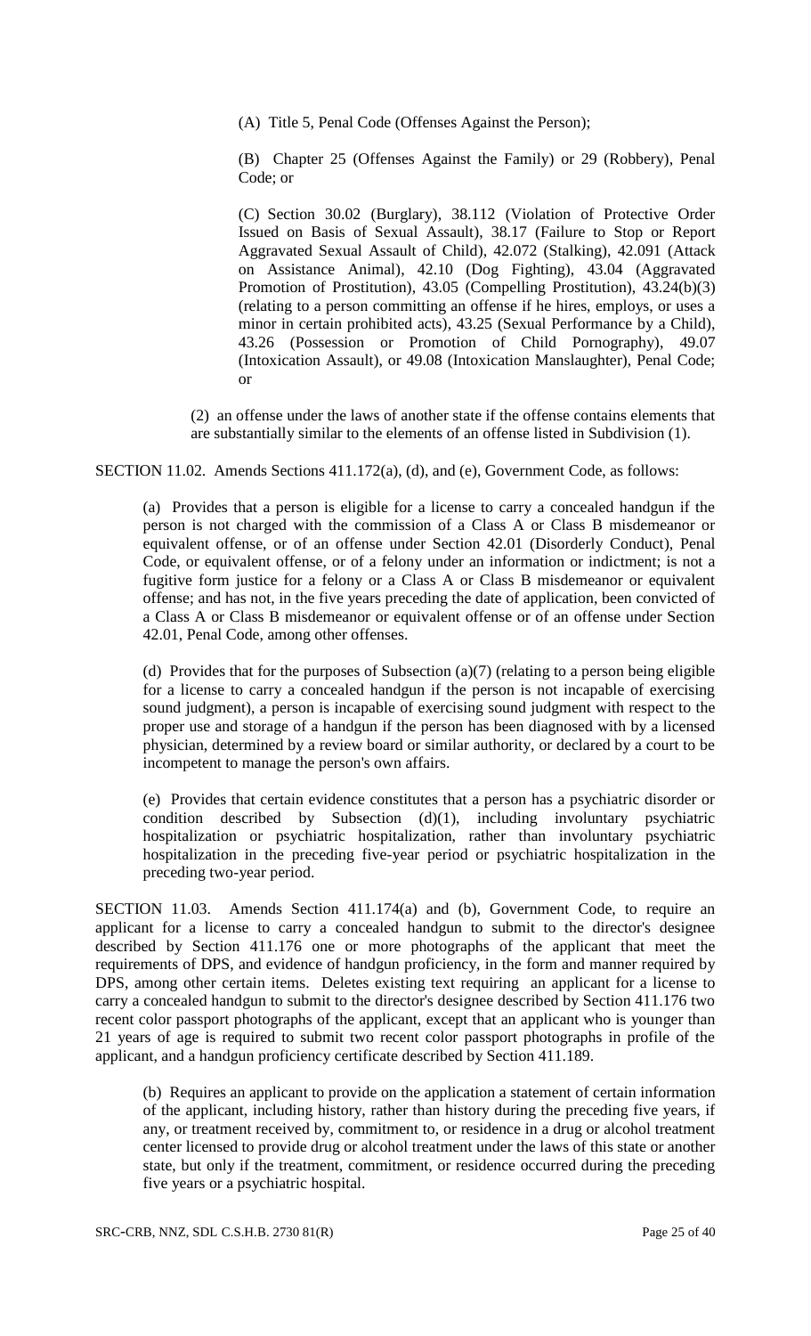(A) Title 5, Penal Code (Offenses Against the Person);

(B) Chapter 25 (Offenses Against the Family) or 29 (Robbery), Penal Code; or

(C) Section 30.02 (Burglary), 38.112 (Violation of Protective Order Issued on Basis of Sexual Assault), 38.17 (Failure to Stop or Report Aggravated Sexual Assault of Child), 42.072 (Stalking), 42.091 (Attack on Assistance Animal), 42.10 (Dog Fighting), 43.04 (Aggravated Promotion of Prostitution), 43.05 (Compelling Prostitution), 43.24(b)(3) (relating to a person committing an offense if he hires, employs, or uses a minor in certain prohibited acts), 43.25 (Sexual Performance by a Child), 43.26 (Possession or Promotion of Child Pornography), 49.07 (Intoxication Assault), or 49.08 (Intoxication Manslaughter), Penal Code; or

(2) an offense under the laws of another state if the offense contains elements that are substantially similar to the elements of an offense listed in Subdivision (1).

SECTION 11.02. Amends Sections 411.172(a), (d), and (e), Government Code, as follows:

(a) Provides that a person is eligible for a license to carry a concealed handgun if the person is not charged with the commission of a Class A or Class B misdemeanor or equivalent offense, or of an offense under Section 42.01 (Disorderly Conduct), Penal Code, or equivalent offense, or of a felony under an information or indictment; is not a fugitive form justice for a felony or a Class A or Class B misdemeanor or equivalent offense; and has not, in the five years preceding the date of application, been convicted of a Class A or Class B misdemeanor or equivalent offense or of an offense under Section 42.01, Penal Code, among other offenses.

(d) Provides that for the purposes of Subsection (a)(7) (relating to a person being eligible for a license to carry a concealed handgun if the person is not incapable of exercising sound judgment), a person is incapable of exercising sound judgment with respect to the proper use and storage of a handgun if the person has been diagnosed with by a licensed physician, determined by a review board or similar authority, or declared by a court to be incompetent to manage the person's own affairs.

(e) Provides that certain evidence constitutes that a person has a psychiatric disorder or condition described by Subsection (d)(1), including involuntary psychiatric hospitalization or psychiatric hospitalization, rather than involuntary psychiatric hospitalization in the preceding five-year period or psychiatric hospitalization in the preceding two-year period.

SECTION 11.03. Amends Section 411.174(a) and (b), Government Code, to require an applicant for a license to carry a concealed handgun to submit to the director's designee described by Section 411.176 one or more photographs of the applicant that meet the requirements of DPS, and evidence of handgun proficiency, in the form and manner required by DPS, among other certain items. Deletes existing text requiring an applicant for a license to carry a concealed handgun to submit to the director's designee described by Section 411.176 two recent color passport photographs of the applicant, except that an applicant who is younger than 21 years of age is required to submit two recent color passport photographs in profile of the applicant, and a handgun proficiency certificate described by Section 411.189.

(b) Requires an applicant to provide on the application a statement of certain information of the applicant, including history, rather than history during the preceding five years, if any, or treatment received by, commitment to, or residence in a drug or alcohol treatment center licensed to provide drug or alcohol treatment under the laws of this state or another state, but only if the treatment, commitment, or residence occurred during the preceding five years or a psychiatric hospital.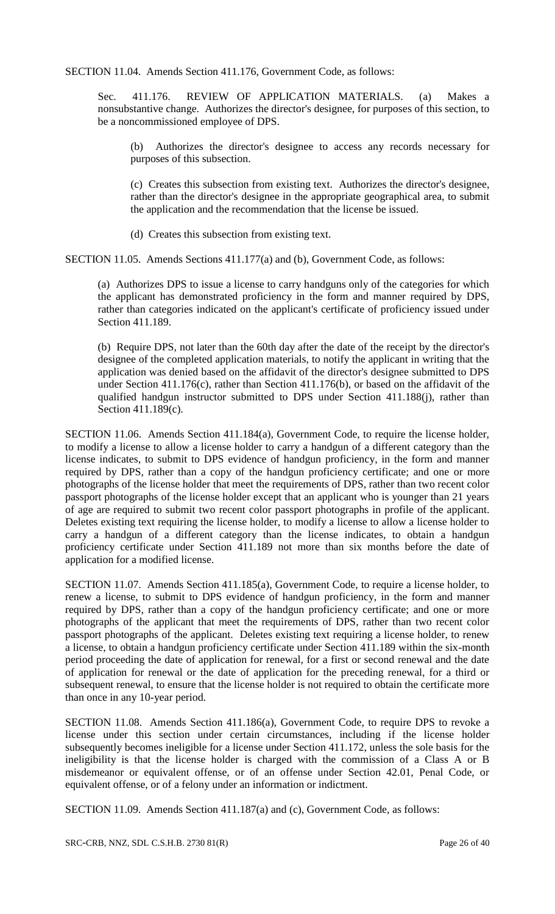SECTION 11.04. Amends Section 411.176, Government Code, as follows:

Sec. 411.176. REVIEW OF APPLICATION MATERIALS. (a) Makes a nonsubstantive change. Authorizes the director's designee, for purposes of this section, to be a noncommissioned employee of DPS.

(b) Authorizes the director's designee to access any records necessary for purposes of this subsection.

(c) Creates this subsection from existing text. Authorizes the director's designee, rather than the director's designee in the appropriate geographical area, to submit the application and the recommendation that the license be issued.

(d) Creates this subsection from existing text.

SECTION 11.05. Amends Sections 411.177(a) and (b), Government Code, as follows:

(a) Authorizes DPS to issue a license to carry handguns only of the categories for which the applicant has demonstrated proficiency in the form and manner required by DPS, rather than categories indicated on the applicant's certificate of proficiency issued under Section 411.189.

(b) Require DPS, not later than the 60th day after the date of the receipt by the director's designee of the completed application materials, to notify the applicant in writing that the application was denied based on the affidavit of the director's designee submitted to DPS under Section 411.176(c), rather than Section 411.176(b), or based on the affidavit of the qualified handgun instructor submitted to DPS under Section 411.188(j), rather than Section 411.189(c).

SECTION 11.06. Amends Section 411.184(a), Government Code, to require the license holder, to modify a license to allow a license holder to carry a handgun of a different category than the license indicates, to submit to DPS evidence of handgun proficiency, in the form and manner required by DPS, rather than a copy of the handgun proficiency certificate; and one or more photographs of the license holder that meet the requirements of DPS, rather than two recent color passport photographs of the license holder except that an applicant who is younger than 21 years of age are required to submit two recent color passport photographs in profile of the applicant. Deletes existing text requiring the license holder, to modify a license to allow a license holder to carry a handgun of a different category than the license indicates, to obtain a handgun proficiency certificate under Section 411.189 not more than six months before the date of application for a modified license.

SECTION 11.07. Amends Section 411.185(a), Government Code, to require a license holder, to renew a license, to submit to DPS evidence of handgun proficiency, in the form and manner required by DPS, rather than a copy of the handgun proficiency certificate; and one or more photographs of the applicant that meet the requirements of DPS, rather than two recent color passport photographs of the applicant. Deletes existing text requiring a license holder, to renew a license, to obtain a handgun proficiency certificate under Section 411.189 within the six-month period proceeding the date of application for renewal, for a first or second renewal and the date of application for renewal or the date of application for the preceding renewal, for a third or subsequent renewal, to ensure that the license holder is not required to obtain the certificate more than once in any 10-year period.

SECTION 11.08. Amends Section 411.186(a), Government Code, to require DPS to revoke a license under this section under certain circumstances, including if the license holder subsequently becomes ineligible for a license under Section 411.172, unless the sole basis for the ineligibility is that the license holder is charged with the commission of a Class A or B misdemeanor or equivalent offense, or of an offense under Section 42.01, Penal Code, or equivalent offense, or of a felony under an information or indictment.

SECTION 11.09. Amends Section 411.187(a) and (c), Government Code, as follows: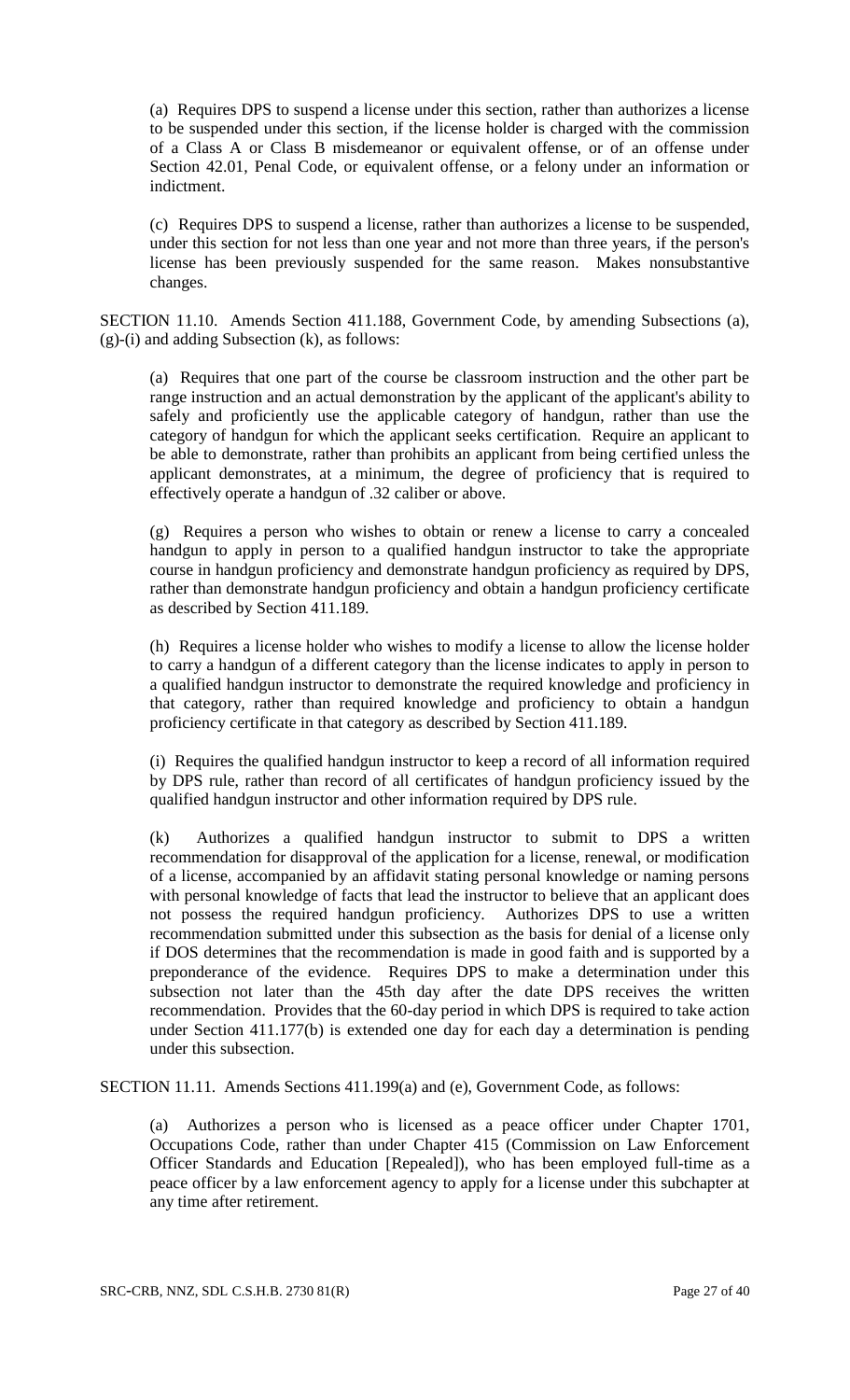(a) Requires DPS to suspend a license under this section, rather than authorizes a license to be suspended under this section, if the license holder is charged with the commission of a Class A or Class B misdemeanor or equivalent offense, or of an offense under Section 42.01, Penal Code, or equivalent offense, or a felony under an information or indictment.

(c) Requires DPS to suspend a license, rather than authorizes a license to be suspended, under this section for not less than one year and not more than three years, if the person's license has been previously suspended for the same reason. Makes nonsubstantive changes.

SECTION 11.10. Amends Section 411.188, Government Code, by amending Subsections (a), (g)-(i) and adding Subsection (k), as follows:

(a) Requires that one part of the course be classroom instruction and the other part be range instruction and an actual demonstration by the applicant of the applicant's ability to safely and proficiently use the applicable category of handgun, rather than use the category of handgun for which the applicant seeks certification. Require an applicant to be able to demonstrate, rather than prohibits an applicant from being certified unless the applicant demonstrates, at a minimum, the degree of proficiency that is required to effectively operate a handgun of .32 caliber or above.

(g) Requires a person who wishes to obtain or renew a license to carry a concealed handgun to apply in person to a qualified handgun instructor to take the appropriate course in handgun proficiency and demonstrate handgun proficiency as required by DPS, rather than demonstrate handgun proficiency and obtain a handgun proficiency certificate as described by Section 411.189.

(h) Requires a license holder who wishes to modify a license to allow the license holder to carry a handgun of a different category than the license indicates to apply in person to a qualified handgun instructor to demonstrate the required knowledge and proficiency in that category, rather than required knowledge and proficiency to obtain a handgun proficiency certificate in that category as described by Section 411.189.

(i) Requires the qualified handgun instructor to keep a record of all information required by DPS rule, rather than record of all certificates of handgun proficiency issued by the qualified handgun instructor and other information required by DPS rule.

(k) Authorizes a qualified handgun instructor to submit to DPS a written recommendation for disapproval of the application for a license, renewal, or modification of a license, accompanied by an affidavit stating personal knowledge or naming persons with personal knowledge of facts that lead the instructor to believe that an applicant does not possess the required handgun proficiency. Authorizes DPS to use a written recommendation submitted under this subsection as the basis for denial of a license only if DOS determines that the recommendation is made in good faith and is supported by a preponderance of the evidence. Requires DPS to make a determination under this subsection not later than the 45th day after the date DPS receives the written recommendation. Provides that the 60-day period in which DPS is required to take action under Section 411.177(b) is extended one day for each day a determination is pending under this subsection.

SECTION 11.11. Amends Sections 411.199(a) and (e), Government Code, as follows:

(a) Authorizes a person who is licensed as a peace officer under Chapter 1701, Occupations Code, rather than under Chapter 415 (Commission on Law Enforcement Officer Standards and Education [Repealed]), who has been employed full-time as a peace officer by a law enforcement agency to apply for a license under this subchapter at any time after retirement.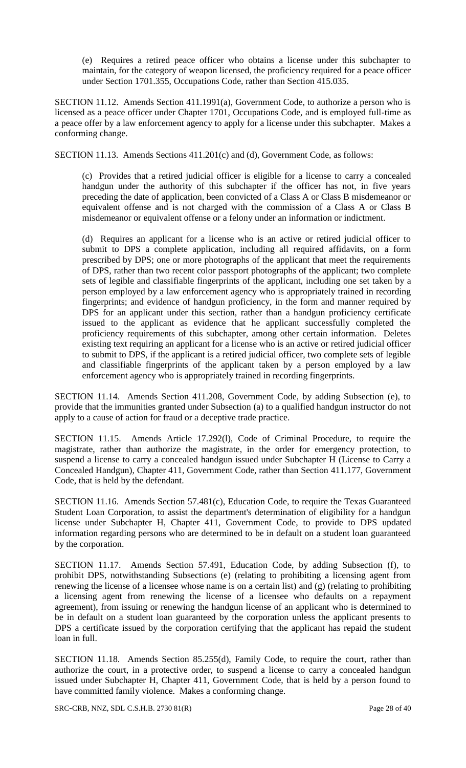(e) Requires a retired peace officer who obtains a license under this subchapter to maintain, for the category of weapon licensed, the proficiency required for a peace officer under Section 1701.355, Occupations Code, rather than Section 415.035.

SECTION 11.12. Amends Section 411.1991(a), Government Code, to authorize a person who is licensed as a peace officer under Chapter 1701, Occupations Code, and is employed full-time as a peace offer by a law enforcement agency to apply for a license under this subchapter. Makes a conforming change.

SECTION 11.13. Amends Sections 411.201(c) and (d), Government Code, as follows:

(c) Provides that a retired judicial officer is eligible for a license to carry a concealed handgun under the authority of this subchapter if the officer has not, in five years preceding the date of application, been convicted of a Class A or Class B misdemeanor or equivalent offense and is not charged with the commission of a Class A or Class B misdemeanor or equivalent offense or a felony under an information or indictment.

(d) Requires an applicant for a license who is an active or retired judicial officer to submit to DPS a complete application, including all required affidavits, on a form prescribed by DPS; one or more photographs of the applicant that meet the requirements of DPS, rather than two recent color passport photographs of the applicant; two complete sets of legible and classifiable fingerprints of the applicant, including one set taken by a person employed by a law enforcement agency who is appropriately trained in recording fingerprints; and evidence of handgun proficiency, in the form and manner required by DPS for an applicant under this section, rather than a handgun proficiency certificate issued to the applicant as evidence that he applicant successfully completed the proficiency requirements of this subchapter, among other certain information. Deletes existing text requiring an applicant for a license who is an active or retired judicial officer to submit to DPS, if the applicant is a retired judicial officer, two complete sets of legible and classifiable fingerprints of the applicant taken by a person employed by a law enforcement agency who is appropriately trained in recording fingerprints.

SECTION 11.14. Amends Section 411.208, Government Code, by adding Subsection (e), to provide that the immunities granted under Subsection (a) to a qualified handgun instructor do not apply to a cause of action for fraud or a deceptive trade practice.

SECTION 11.15. Amends Article 17.292(l), Code of Criminal Procedure, to require the magistrate, rather than authorize the magistrate, in the order for emergency protection, to suspend a license to carry a concealed handgun issued under Subchapter H (License to Carry a Concealed Handgun), Chapter 411, Government Code, rather than Section 411.177, Government Code, that is held by the defendant.

SECTION 11.16. Amends Section 57.481(c), Education Code, to require the Texas Guaranteed Student Loan Corporation, to assist the department's determination of eligibility for a handgun license under Subchapter H, Chapter 411, Government Code, to provide to DPS updated information regarding persons who are determined to be in default on a student loan guaranteed by the corporation.

SECTION 11.17. Amends Section 57.491, Education Code, by adding Subsection (f), to prohibit DPS, notwithstanding Subsections (e) (relating to prohibiting a licensing agent from renewing the license of a licensee whose name is on a certain list) and (g) (relating to prohibiting a licensing agent from renewing the license of a licensee who defaults on a repayment agreement), from issuing or renewing the handgun license of an applicant who is determined to be in default on a student loan guaranteed by the corporation unless the applicant presents to DPS a certificate issued by the corporation certifying that the applicant has repaid the student loan in full.

SECTION 11.18. Amends Section 85.255(d), Family Code, to require the court, rather than authorize the court, in a protective order, to suspend a license to carry a concealed handgun issued under Subchapter H, Chapter 411, Government Code, that is held by a person found to have committed family violence. Makes a conforming change.

SRC-CRB, NNZ, SDL C.S.H.B. 2730 81(R)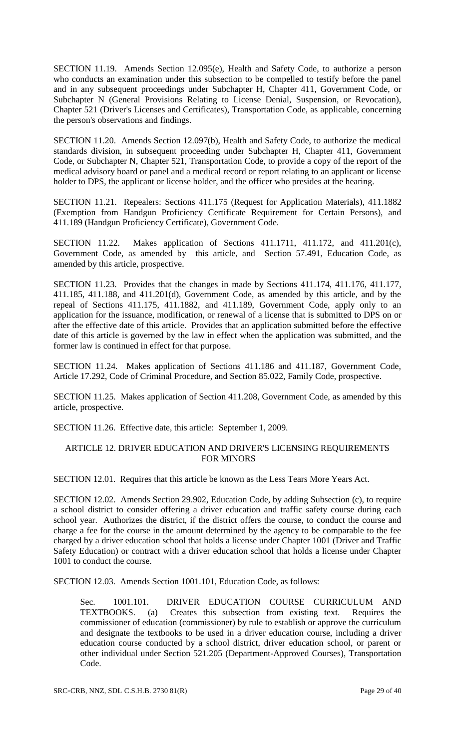SECTION 11.19. Amends Section 12.095(e), Health and Safety Code, to authorize a person who conducts an examination under this subsection to be compelled to testify before the panel and in any subsequent proceedings under Subchapter H, Chapter 411, Government Code, or Subchapter N (General Provisions Relating to License Denial, Suspension, or Revocation), Chapter 521 (Driver's Licenses and Certificates), Transportation Code, as applicable, concerning the person's observations and findings.

SECTION 11.20. Amends Section 12.097(b), Health and Safety Code, to authorize the medical standards division, in subsequent proceeding under Subchapter H, Chapter 411, Government Code, or Subchapter N, Chapter 521, Transportation Code, to provide a copy of the report of the medical advisory board or panel and a medical record or report relating to an applicant or license holder to DPS, the applicant or license holder, and the officer who presides at the hearing.

SECTION 11.21. Repealers: Sections 411.175 (Request for Application Materials), 411.1882 (Exemption from Handgun Proficiency Certificate Requirement for Certain Persons), and 411.189 (Handgun Proficiency Certificate), Government Code.

SECTION 11.22. Makes application of Sections 411.1711, 411.172, and 411.201(c), Government Code, as amended by this article, and Section 57.491, Education Code, as amended by this article, prospective.

SECTION 11.23. Provides that the changes in made by Sections 411.174, 411.176, 411.177, 411.185, 411.188, and 411.201(d), Government Code, as amended by this article, and by the repeal of Sections 411.175, 411.1882, and 411.189, Government Code, apply only to an application for the issuance, modification, or renewal of a license that is submitted to DPS on or after the effective date of this article. Provides that an application submitted before the effective date of this article is governed by the law in effect when the application was submitted, and the former law is continued in effect for that purpose.

SECTION 11.24. Makes application of Sections 411.186 and 411.187, Government Code, Article 17.292, Code of Criminal Procedure, and Section 85.022, Family Code, prospective.

SECTION 11.25. Makes application of Section 411.208, Government Code, as amended by this article, prospective.

SECTION 11.26. Effective date, this article: September 1, 2009.

## ARTICLE 12. DRIVER EDUCATION AND DRIVER'S LICENSING REQUIREMENTS FOR MINORS

SECTION 12.01. Requires that this article be known as the Less Tears More Years Act.

SECTION 12.02. Amends Section 29.902, Education Code, by adding Subsection (c), to require a school district to consider offering a driver education and traffic safety course during each school year. Authorizes the district, if the district offers the course, to conduct the course and charge a fee for the course in the amount determined by the agency to be comparable to the fee charged by a driver education school that holds a license under Chapter 1001 (Driver and Traffic Safety Education) or contract with a driver education school that holds a license under Chapter 1001 to conduct the course.

SECTION 12.03. Amends Section 1001.101, Education Code, as follows:

Sec. 1001.101. DRIVER EDUCATION COURSE CURRICULUM AND TEXTBOOKS. (a) Creates this subsection from existing text. Requires the commissioner of education (commissioner) by rule to establish or approve the curriculum and designate the textbooks to be used in a driver education course, including a driver education course conducted by a school district, driver education school, or parent or other individual under Section 521.205 (Department-Approved Courses), Transportation Code.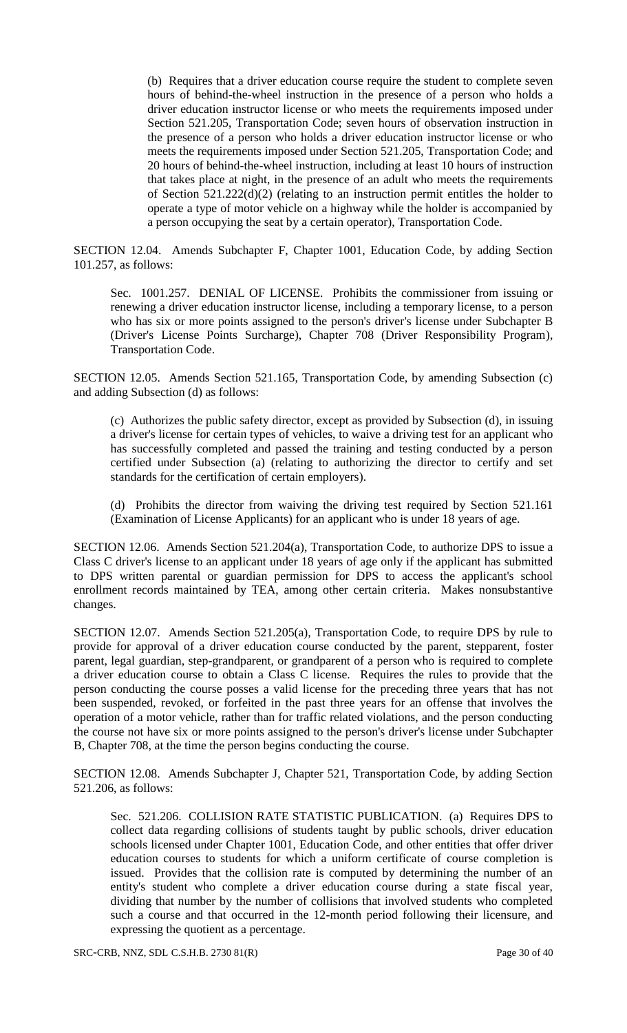(b) Requires that a driver education course require the student to complete seven hours of behind-the-wheel instruction in the presence of a person who holds a driver education instructor license or who meets the requirements imposed under Section 521.205, Transportation Code; seven hours of observation instruction in the presence of a person who holds a driver education instructor license or who meets the requirements imposed under Section 521.205, Transportation Code; and 20 hours of behind-the-wheel instruction, including at least 10 hours of instruction that takes place at night, in the presence of an adult who meets the requirements of Section 521.222(d)(2) (relating to an instruction permit entitles the holder to operate a type of motor vehicle on a highway while the holder is accompanied by a person occupying the seat by a certain operator), Transportation Code.

SECTION 12.04. Amends Subchapter F, Chapter 1001, Education Code, by adding Section 101.257, as follows:

Sec. 1001.257. DENIAL OF LICENSE. Prohibits the commissioner from issuing or renewing a driver education instructor license, including a temporary license, to a person who has six or more points assigned to the person's driver's license under Subchapter B (Driver's License Points Surcharge), Chapter 708 (Driver Responsibility Program), Transportation Code.

SECTION 12.05. Amends Section 521.165, Transportation Code, by amending Subsection (c) and adding Subsection (d) as follows:

(c) Authorizes the public safety director, except as provided by Subsection (d), in issuing a driver's license for certain types of vehicles, to waive a driving test for an applicant who has successfully completed and passed the training and testing conducted by a person certified under Subsection (a) (relating to authorizing the director to certify and set standards for the certification of certain employers).

(d) Prohibits the director from waiving the driving test required by Section 521.161 (Examination of License Applicants) for an applicant who is under 18 years of age.

SECTION 12.06. Amends Section 521.204(a), Transportation Code, to authorize DPS to issue a Class C driver's license to an applicant under 18 years of age only if the applicant has submitted to DPS written parental or guardian permission for DPS to access the applicant's school enrollment records maintained by TEA, among other certain criteria. Makes nonsubstantive changes.

SECTION 12.07. Amends Section 521.205(a), Transportation Code, to require DPS by rule to provide for approval of a driver education course conducted by the parent, stepparent, foster parent, legal guardian, step-grandparent, or grandparent of a person who is required to complete a driver education course to obtain a Class C license. Requires the rules to provide that the person conducting the course posses a valid license for the preceding three years that has not been suspended, revoked, or forfeited in the past three years for an offense that involves the operation of a motor vehicle, rather than for traffic related violations, and the person conducting the course not have six or more points assigned to the person's driver's license under Subchapter B, Chapter 708, at the time the person begins conducting the course.

SECTION 12.08. Amends Subchapter J, Chapter 521, Transportation Code, by adding Section 521.206, as follows:

Sec. 521.206. COLLISION RATE STATISTIC PUBLICATION. (a) Requires DPS to collect data regarding collisions of students taught by public schools, driver education schools licensed under Chapter 1001, Education Code, and other entities that offer driver education courses to students for which a uniform certificate of course completion is issued. Provides that the collision rate is computed by determining the number of an entity's student who complete a driver education course during a state fiscal year, dividing that number by the number of collisions that involved students who completed such a course and that occurred in the 12-month period following their licensure, and expressing the quotient as a percentage.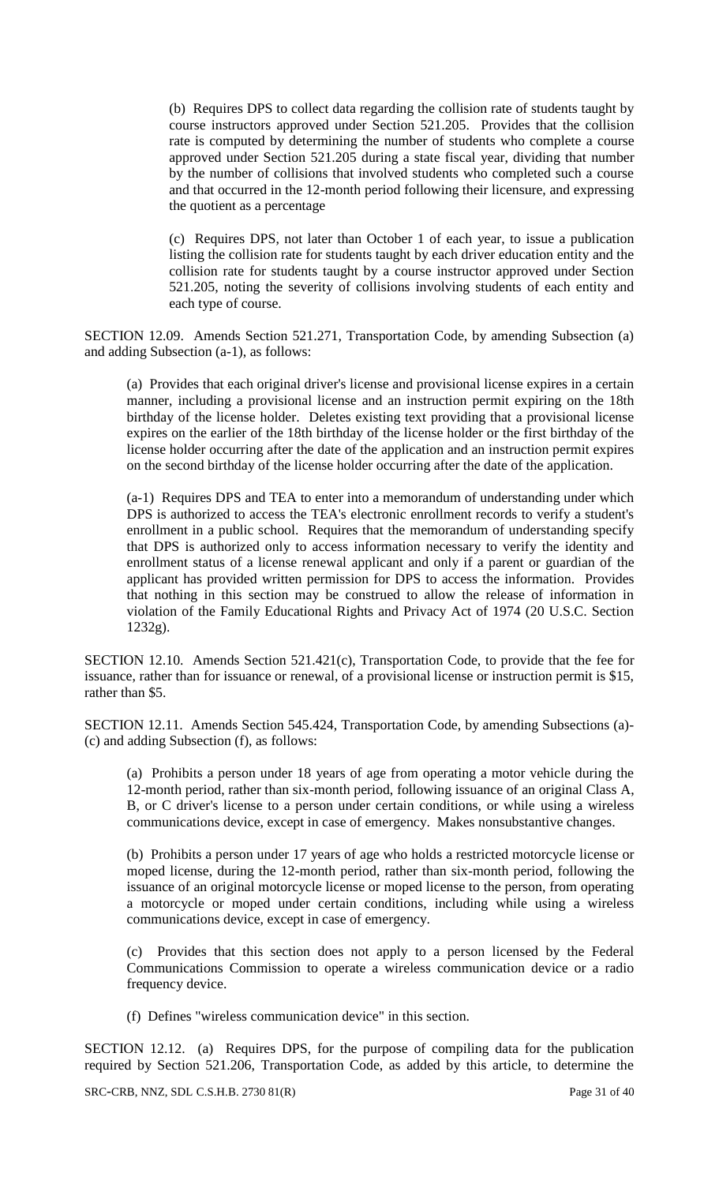(b) Requires DPS to collect data regarding the collision rate of students taught by course instructors approved under Section 521.205. Provides that the collision rate is computed by determining the number of students who complete a course approved under Section 521.205 during a state fiscal year, dividing that number by the number of collisions that involved students who completed such a course and that occurred in the 12-month period following their licensure, and expressing the quotient as a percentage

(c) Requires DPS, not later than October 1 of each year, to issue a publication listing the collision rate for students taught by each driver education entity and the collision rate for students taught by a course instructor approved under Section 521.205, noting the severity of collisions involving students of each entity and each type of course.

SECTION 12.09. Amends Section 521.271, Transportation Code, by amending Subsection (a) and adding Subsection (a-1), as follows:

(a) Provides that each original driver's license and provisional license expires in a certain manner, including a provisional license and an instruction permit expiring on the 18th birthday of the license holder. Deletes existing text providing that a provisional license expires on the earlier of the 18th birthday of the license holder or the first birthday of the license holder occurring after the date of the application and an instruction permit expires on the second birthday of the license holder occurring after the date of the application.

(a-1) Requires DPS and TEA to enter into a memorandum of understanding under which DPS is authorized to access the TEA's electronic enrollment records to verify a student's enrollment in a public school. Requires that the memorandum of understanding specify that DPS is authorized only to access information necessary to verify the identity and enrollment status of a license renewal applicant and only if a parent or guardian of the applicant has provided written permission for DPS to access the information. Provides that nothing in this section may be construed to allow the release of information in violation of the Family Educational Rights and Privacy Act of 1974 (20 U.S.C. Section 1232g).

SECTION 12.10. Amends Section 521.421(c), Transportation Code, to provide that the fee for issuance, rather than for issuance or renewal, of a provisional license or instruction permit is $15, rather than $5.

SECTION 12.11. Amends Section 545.424, Transportation Code, by amending Subsections (a)-(c) and adding Subsection (f), as follows:

(a) Prohibits a person under 18 years of age from operating a motor vehicle during the 12-month period, rather than six-month period, following issuance of an original Class A, B, or C driver's license to a person under certain conditions, or while using a wireless communications device, except in case of emergency. Makes nonsubstantive changes.

(b) Prohibits a person under 17 years of age who holds a restricted motorcycle license or moped license, during the 12-month period, rather than six-month period, following the issuance of an original motorcycle license or moped license to the person, from operating a motorcycle or moped under certain conditions, including while using a wireless communications device, except in case of emergency.

(c) Provides that this section does not apply to a person licensed by the Federal Communications Commission to operate a wireless communication device or a radio frequency device.

(f) Defines "wireless communication device" in this section.

SECTION 12.12. (a) Requires DPS, for the purpose of compiling data for the publication required by Section 521.206, Transportation Code, as added by this article, to determine the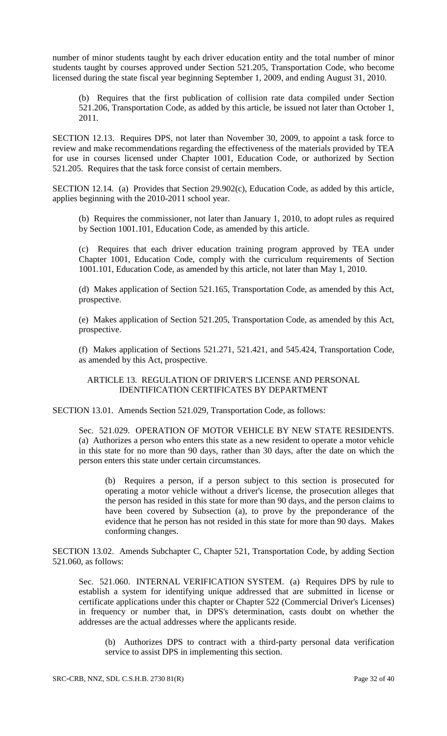number of minor students taught by each driver education entity and the total number of minor students taught by courses approved under Section 521.205, Transportation Code, who become licensed during the state fiscal year beginning September 1, 2009, and ending August 31, 2010.

(b) Requires that the first publication of collision rate data compiled under Section 521.206, Transportation Code, as added by this article, be issued not later than October 1, 2011.

SECTION 12.13. Requires DPS, not later than November 30, 2009, to appoint a task force to review and make recommendations regarding the effectiveness of the materials provided by TEA for use in courses licensed under Chapter 1001, Education Code, or authorized by Section 521.205. Requires that the task force consist of certain members.

SECTION 12.14. (a) Provides that Section 29.902(c), Education Code, as added by this article, applies beginning with the 2010-2011 school year.

(b) Requires the commissioner, not later than January 1, 2010, to adopt rules as required by Section 1001.101, Education Code, as amended by this article.

(c) Requires that each driver education training program approved by TEA under Chapter 1001, Education Code, comply with the curriculum requirements of Section 1001.101, Education Code, as amended by this article, not later than May 1, 2010.

(d) Makes application of Section 521.165, Transportation Code, as amended by this Act, prospective.

(e) Makes application of Section 521.205, Transportation Code, as amended by this Act, prospective.

(f) Makes application of Sections 521.271, 521.421, and 545.424, Transportation Code, as amended by this Act, prospective.

ARTICLE 13. REGULATION OF DRIVER'S LICENSE AND PERSONAL IDENTIFICATION CERTIFICATES BY DEPARTMENT

SECTION 13.01. Amends Section 521.029, Transportation Code, as follows:

Sec. 521.029. OPERATION OF MOTOR VEHICLE BY NEW STATE RESIDENTS. (a) Authorizes a person who enters this state as a new resident to operate a motor vehicle in this state for no more than 90 days, rather than 30 days, after the date on which the person enters this state under certain circumstances.

(b) Requires a person, if a person subject to this section is prosecuted for operating a motor vehicle without a driver's license, the prosecution alleges that the person has resided in this state for more than 90 days, and the person claims to have been covered by Subsection (a), to prove by the preponderance of the evidence that he person has not resided in this state for more than 90 days. Makes conforming changes.

SECTION 13.02. Amends Subchapter C, Chapter 521, Transportation Code, by adding Section 521.060, as follows:

Sec. 521.060. INTERNAL VERIFICATION SYSTEM. (a) Requires DPS by rule to establish a system for identifying unique addressed that are submitted in license or certificate applications under this chapter or Chapter 522 (Commercial Driver's Licenses) in frequency or number that, in DPS's determination, casts doubt on whether the addresses are the actual addresses where the applicants reside.

(b) Authorizes DPS to contract with a third-party personal data verification service to assist DPS in implementing this section.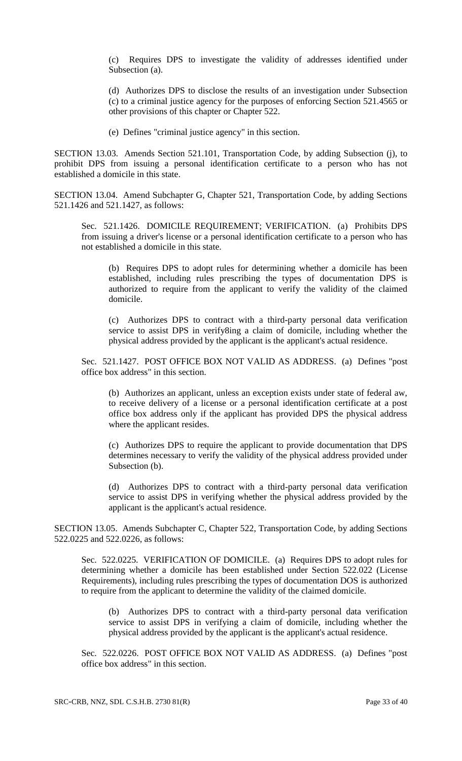(c) Requires DPS to investigate the validity of addresses identified under Subsection (a).

(d) Authorizes DPS to disclose the results of an investigation under Subsection (c) to a criminal justice agency for the purposes of enforcing Section 521.4565 or other provisions of this chapter or Chapter 522.

(e) Defines "criminal justice agency" in this section.

SECTION 13.03. Amends Section 521.101, Transportation Code, by adding Subsection (j), to prohibit DPS from issuing a personal identification certificate to a person who has not established a domicile in this state.

SECTION 13.04. Amend Subchapter G, Chapter 521, Transportation Code, by adding Sections 521.1426 and 521.1427, as follows:

Sec. 521.1426. DOMICILE REQUIREMENT; VERIFICATION. (a) Prohibits DPS from issuing a driver's license or a personal identification certificate to a person who has not established a domicile in this state.

(b) Requires DPS to adopt rules for determining whether a domicile has been established, including rules prescribing the types of documentation DPS is authorized to require from the applicant to verify the validity of the claimed domicile.

(c) Authorizes DPS to contract with a third-party personal data verification service to assist DPS in verify8ing a claim of domicile, including whether the physical address provided by the applicant is the applicant's actual residence.

Sec. 521.1427. POST OFFICE BOX NOT VALID AS ADDRESS. (a) Defines "post office box address" in this section.

(b) Authorizes an applicant, unless an exception exists under state of federal aw, to receive delivery of a license or a personal identification certificate at a post office box address only if the applicant has provided DPS the physical address where the applicant resides.

(c) Authorizes DPS to require the applicant to provide documentation that DPS determines necessary to verify the validity of the physical address provided under Subsection (b).

(d) Authorizes DPS to contract with a third-party personal data verification service to assist DPS in verifying whether the physical address provided by the applicant is the applicant's actual residence.

SECTION 13.05. Amends Subchapter C, Chapter 522, Transportation Code, by adding Sections 522.0225 and 522.0226, as follows:

Sec. 522.0225. VERIFICATION OF DOMICILE. (a) Requires DPS to adopt rules for determining whether a domicile has been established under Section 522.022 (License Requirements), including rules prescribing the types of documentation DOS is authorized to require from the applicant to determine the validity of the claimed domicile.

(b) Authorizes DPS to contract with a third-party personal data verification service to assist DPS in verifying a claim of domicile, including whether the physical address provided by the applicant is the applicant's actual residence.

Sec. 522.0226. POST OFFICE BOX NOT VALID AS ADDRESS. (a) Defines "post office box address" in this section.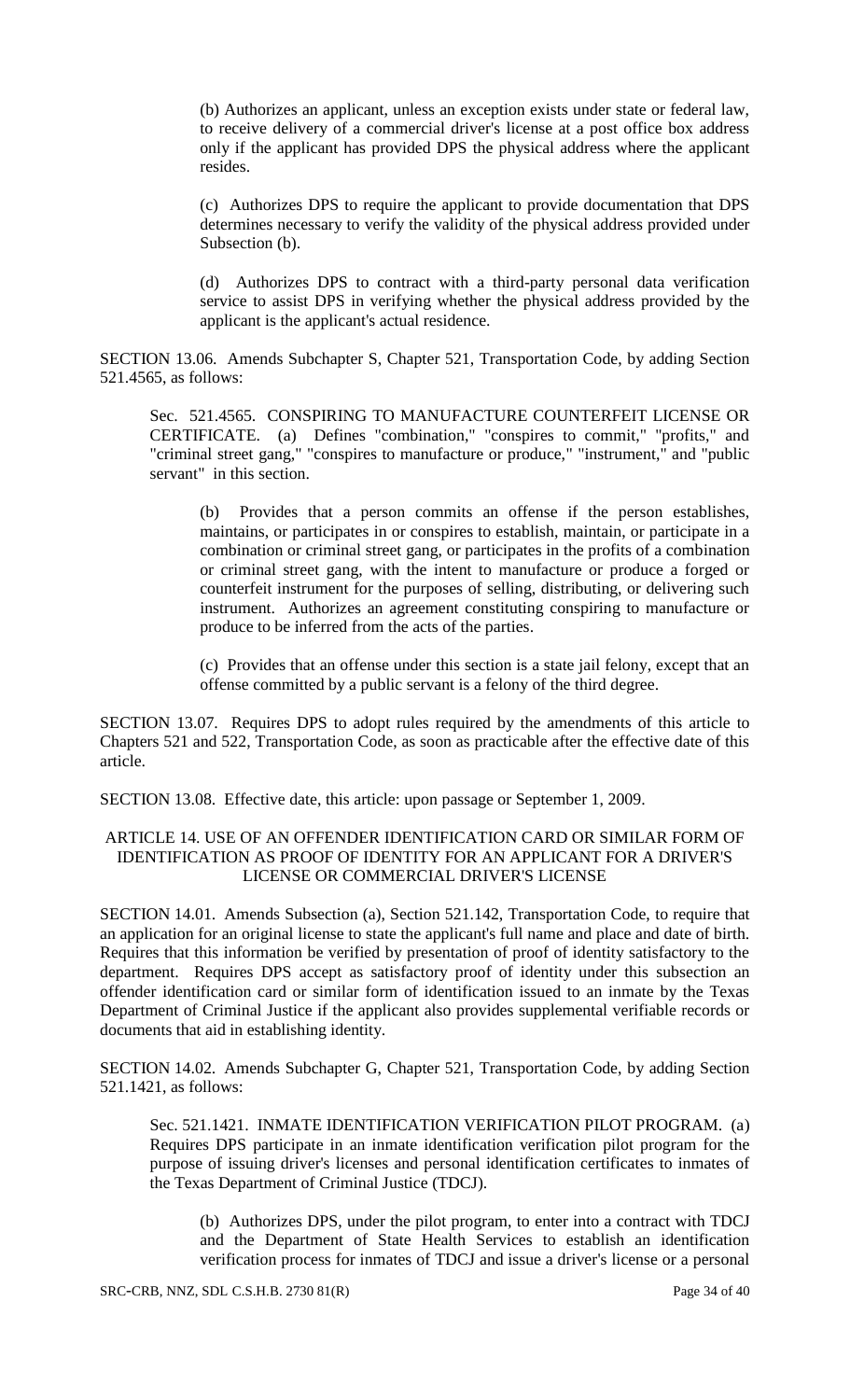(b) Authorizes an applicant, unless an exception exists under state or federal law, to receive delivery of a commercial driver's license at a post office box address only if the applicant has provided DPS the physical address where the applicant resides.

(c) Authorizes DPS to require the applicant to provide documentation that DPS determines necessary to verify the validity of the physical address provided under Subsection (b).

(d) Authorizes DPS to contract with a third-party personal data verification service to assist DPS in verifying whether the physical address provided by the applicant is the applicant's actual residence.

SECTION 13.06. Amends Subchapter S, Chapter 521, Transportation Code, by adding Section 521.4565, as follows:

Sec. 521.4565. CONSPIRING TO MANUFACTURE COUNTERFEIT LICENSE OR CERTIFICATE. (a) Defines "combination," "conspires to commit," "profits," and "criminal street gang," "conspires to manufacture or produce," "instrument," and "public servant" in this section.

(b) Provides that a person commits an offense if the person establishes, maintains, or participates in or conspires to establish, maintain, or participate in a combination or criminal street gang, or participates in the profits of a combination or criminal street gang, with the intent to manufacture or produce a forged or counterfeit instrument for the purposes of selling, distributing, or delivering such instrument. Authorizes an agreement constituting conspiring to manufacture or produce to be inferred from the acts of the parties.

(c) Provides that an offense under this section is a state jail felony, except that an offense committed by a public servant is a felony of the third degree.

SECTION 13.07. Requires DPS to adopt rules required by the amendments of this article to Chapters 521 and 522, Transportation Code, as soon as practicable after the effective date of this article.

SECTION 13.08. Effective date, this article: upon passage or September 1, 2009.

## ARTICLE 14. USE OF AN OFFENDER IDENTIFICATION CARD OR SIMILAR FORM OF IDENTIFICATION AS PROOF OF IDENTITY FOR AN APPLICANT FOR A DRIVER'S LICENSE OR COMMERCIAL DRIVER'S LICENSE

SECTION 14.01. Amends Subsection (a), Section 521.142, Transportation Code, to require that an application for an original license to state the applicant's full name and place and date of birth. Requires that this information be verified by presentation of proof of identity satisfactory to the department. Requires DPS accept as satisfactory proof of identity under this subsection an offender identification card or similar form of identification issued to an inmate by the Texas Department of Criminal Justice if the applicant also provides supplemental verifiable records or documents that aid in establishing identity.

SECTION 14.02. Amends Subchapter G, Chapter 521, Transportation Code, by adding Section 521.1421, as follows:

Sec. 521.1421. INMATE IDENTIFICATION VERIFICATION PILOT PROGRAM. (a) Requires DPS participate in an inmate identification verification pilot program for the purpose of issuing driver's licenses and personal identification certificates to inmates of the Texas Department of Criminal Justice (TDCJ).

(b) Authorizes DPS, under the pilot program, to enter into a contract with TDCJ and the Department of State Health Services to establish an identification verification process for inmates of TDCJ and issue a driver's license or a personal

SRC-CRB, NNZ, SDL C.S.H.B. 2730 81(R)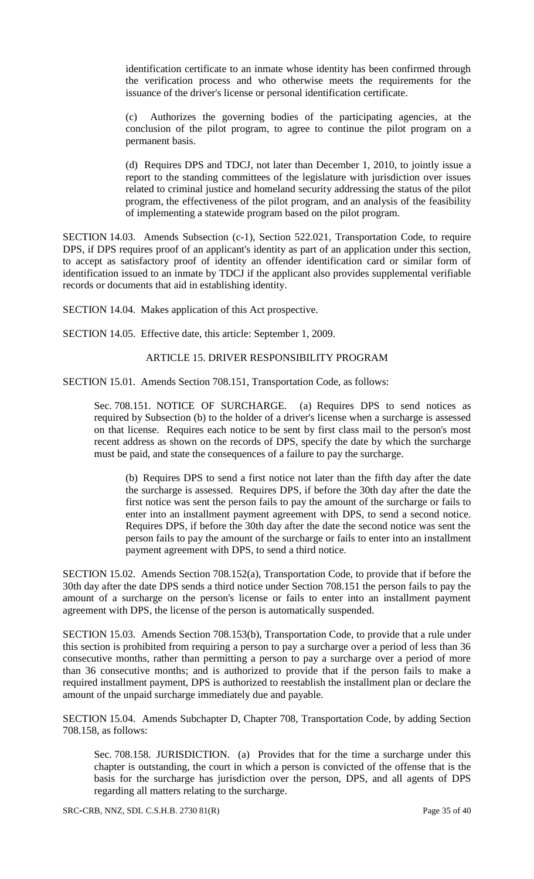identification certificate to an inmate whose identity has been confirmed through the verification process and who otherwise meets the requirements for the issuance of the driver's license or personal identification certificate.

(c) Authorizes the governing bodies of the participating agencies, at the conclusion of the pilot program, to agree to continue the pilot program on a permanent basis.

(d) Requires DPS and TDCJ, not later than December 1, 2010, to jointly issue a report to the standing committees of the legislature with jurisdiction over issues related to criminal justice and homeland security addressing the status of the pilot program, the effectiveness of the pilot program, and an analysis of the feasibility of implementing a statewide program based on the pilot program.

SECTION 14.03. Amends Subsection (c-1), Section 522.021, Transportation Code, to require DPS, if DPS requires proof of an applicant's identity as part of an application under this section, to accept as satisfactory proof of identity an offender identification card or similar form of identification issued to an inmate by TDCJ if the applicant also provides supplemental verifiable records or documents that aid in establishing identity.

SECTION 14.04. Makes application of this Act prospective.

SECTION 14.05. Effective date, this article: September 1, 2009.

## ARTICLE 15. DRIVER RESPONSIBILITY PROGRAM

SECTION 15.01. Amends Section 708.151, Transportation Code, as follows:

Sec. 708.151. NOTICE OF SURCHARGE. (a) Requires DPS to send notices as required by Subsection (b) to the holder of a driver's license when a surcharge is assessed on that license. Requires each notice to be sent by first class mail to the person's most recent address as shown on the records of DPS, specify the date by which the surcharge must be paid, and state the consequences of a failure to pay the surcharge.

(b) Requires DPS to send a first notice not later than the fifth day after the date the surcharge is assessed. Requires DPS, if before the 30th day after the date the first notice was sent the person fails to pay the amount of the surcharge or fails to enter into an installment payment agreement with DPS, to send a second notice. Requires DPS, if before the 30th day after the date the second notice was sent the person fails to pay the amount of the surcharge or fails to enter into an installment payment agreement with DPS, to send a third notice.

SECTION 15.02. Amends Section 708.152(a), Transportation Code, to provide that if before the 30th day after the date DPS sends a third notice under Section 708.151 the person fails to pay the amount of a surcharge on the person's license or fails to enter into an installment payment agreement with DPS, the license of the person is automatically suspended.

SECTION 15.03. Amends Section 708.153(b), Transportation Code, to provide that a rule under this section is prohibited from requiring a person to pay a surcharge over a period of less than 36 consecutive months, rather than permitting a person to pay a surcharge over a period of more than 36 consecutive months; and is authorized to provide that if the person fails to make a required installment payment, DPS is authorized to reestablish the installment plan or declare the amount of the unpaid surcharge immediately due and payable.

SECTION 15.04. Amends Subchapter D, Chapter 708, Transportation Code, by adding Section 708.158, as follows:

Sec. 708.158. JURISDICTION. (a) Provides that for the time a surcharge under this chapter is outstanding, the court in which a person is convicted of the offense that is the basis for the surcharge has jurisdiction over the person, DPS, and all agents of DPS regarding all matters relating to the surcharge.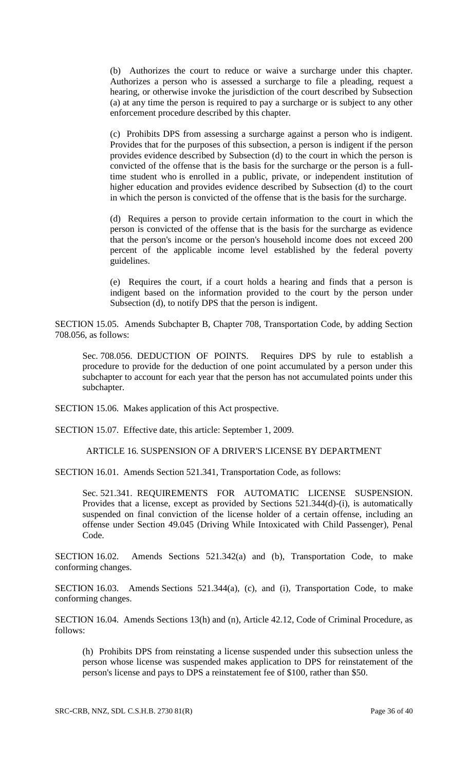(b) Authorizes the court to reduce or waive a surcharge under this chapter. Authorizes a person who is assessed a surcharge to file a pleading, request a hearing, or otherwise invoke the jurisdiction of the court described by Subsection (a) at any time the person is required to pay a surcharge or is subject to any other enforcement procedure described by this chapter.

(c) Prohibits DPS from assessing a surcharge against a person who is indigent. Provides that for the purposes of this subsection, a person is indigent if the person provides evidence described by Subsection (d) to the court in which the person is convicted of the offense that is the basis for the surcharge or the person is a full-time student who is enrolled in a public, private, or independent institution of higher education and provides evidence described by Subsection (d) to the court in which the person is convicted of the offense that is the basis for the surcharge.

(d) Requires a person to provide certain information to the court in which the person is convicted of the offense that is the basis for the surcharge as evidence that the person's income or the person's household income does not exceed 200 percent of the applicable income level established by the federal poverty guidelines.

(e) Requires the court, if a court holds a hearing and finds that a person is indigent based on the information provided to the court by the person under Subsection (d), to notify DPS that the person is indigent.

SECTION 15.05. Amends Subchapter B, Chapter 708, Transportation Code, by adding Section 708.056, as follows:

Sec. 708.056. DEDUCTION OF POINTS. Requires DPS by rule to establish a procedure to provide for the deduction of one point accumulated by a person under this subchapter to account for each year that the person has not accumulated points under this subchapter.

SECTION 15.06. Makes application of this Act prospective.

SECTION 15.07. Effective date, this article: September 1, 2009.

ARTICLE 16. SUSPENSION OF A DRIVER'S LICENSE BY DEPARTMENT

SECTION 16.01. Amends Section 521.341, Transportation Code, as follows:

Sec. 521.341. REQUIREMENTS FOR AUTOMATIC LICENSE SUSPENSION. Provides that a license, except as provided by Sections 521.344(d)-(i), is automatically suspended on final conviction of the license holder of a certain offense, including an offense under Section 49.045 (Driving While Intoxicated with Child Passenger), Penal Code.

SECTION 16.02. Amends Sections 521.342(a) and (b), Transportation Code, to make conforming changes.

SECTION 16.03. Amends Sections 521.344(a), (c), and (i), Transportation Code, to make conforming changes.

SECTION 16.04. Amends Sections 13(h) and (n), Article 42.12, Code of Criminal Procedure, as follows:

(h) Prohibits DPS from reinstating a license suspended under this subsection unless the person whose license was suspended makes application to DPS for reinstatement of the person's license and pays to DPS a reinstatement fee of $100, rather than $50.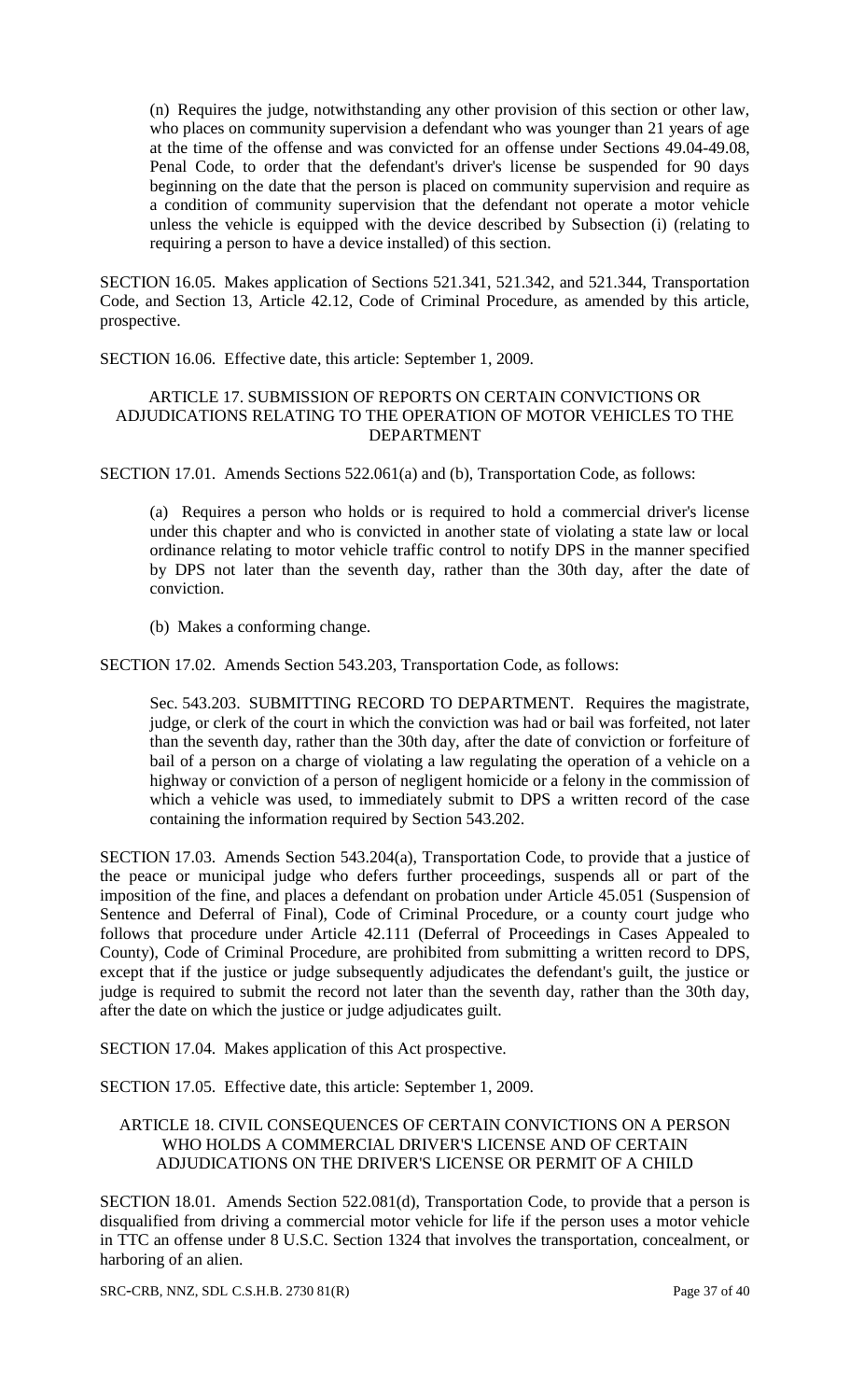(n) Requires the judge, notwithstanding any other provision of this section or other law, who places on community supervision a defendant who was younger than 21 years of age at the time of the offense and was convicted for an offense under Sections 49.04-49.08, Penal Code, to order that the defendant's driver's license be suspended for 90 days beginning on the date that the person is placed on community supervision and require as a condition of community supervision that the defendant not operate a motor vehicle unless the vehicle is equipped with the device described by Subsection (i) (relating to requiring a person to have a device installed) of this section.

SECTION 16.05. Makes application of Sections 521.341, 521.342, and 521.344, Transportation Code, and Section 13, Article 42.12, Code of Criminal Procedure, as amended by this article, prospective.

SECTION 16.06. Effective date, this article: September 1, 2009.

## ARTICLE 17. SUBMISSION OF REPORTS ON CERTAIN CONVICTIONS OR ADJUDICATIONS RELATING TO THE OPERATION OF MOTOR VEHICLES TO THE DEPARTMENT

SECTION 17.01. Amends Sections 522.061(a) and (b), Transportation Code, as follows:

(a) Requires a person who holds or is required to hold a commercial driver's license under this chapter and who is convicted in another state of violating a state law or local ordinance relating to motor vehicle traffic control to notify DPS in the manner specified by DPS not later than the seventh day, rather than the 30th day, after the date of conviction.

(b) Makes a conforming change.

SECTION 17.02. Amends Section 543.203, Transportation Code, as follows:

Sec. 543.203. SUBMITTING RECORD TO DEPARTMENT. Requires the magistrate, judge, or clerk of the court in which the conviction was had or bail was forfeited, not later than the seventh day, rather than the 30th day, after the date of conviction or forfeiture of bail of a person on a charge of violating a law regulating the operation of a vehicle on a highway or conviction of a person of negligent homicide or a felony in the commission of which a vehicle was used, to immediately submit to DPS a written record of the case containing the information required by Section 543.202.

SECTION 17.03. Amends Section 543.204(a), Transportation Code, to provide that a justice of the peace or municipal judge who defers further proceedings, suspends all or part of the imposition of the fine, and places a defendant on probation under Article 45.051 (Suspension of Sentence and Deferral of Final), Code of Criminal Procedure, or a county court judge who follows that procedure under Article 42.111 (Deferral of Proceedings in Cases Appealed to County), Code of Criminal Procedure, are prohibited from submitting a written record to DPS, except that if the justice or judge subsequently adjudicates the defendant's guilt, the justice or judge is required to submit the record not later than the seventh day, rather than the 30th day, after the date on which the justice or judge adjudicates guilt.

SECTION 17.04. Makes application of this Act prospective.

SECTION 17.05. Effective date, this article: September 1, 2009.

## ARTICLE 18. CIVIL CONSEQUENCES OF CERTAIN CONVICTIONS ON A PERSON WHO HOLDS A COMMERCIAL DRIVER'S LICENSE AND OF CERTAIN ADJUDICATIONS ON THE DRIVER'S LICENSE OR PERMIT OF A CHILD

SECTION 18.01. Amends Section 522.081(d), Transportation Code, to provide that a person is disqualified from driving a commercial motor vehicle for life if the person uses a motor vehicle in TTC an offense under 8 U.S.C. Section 1324 that involves the transportation, concealment, or harboring of an alien.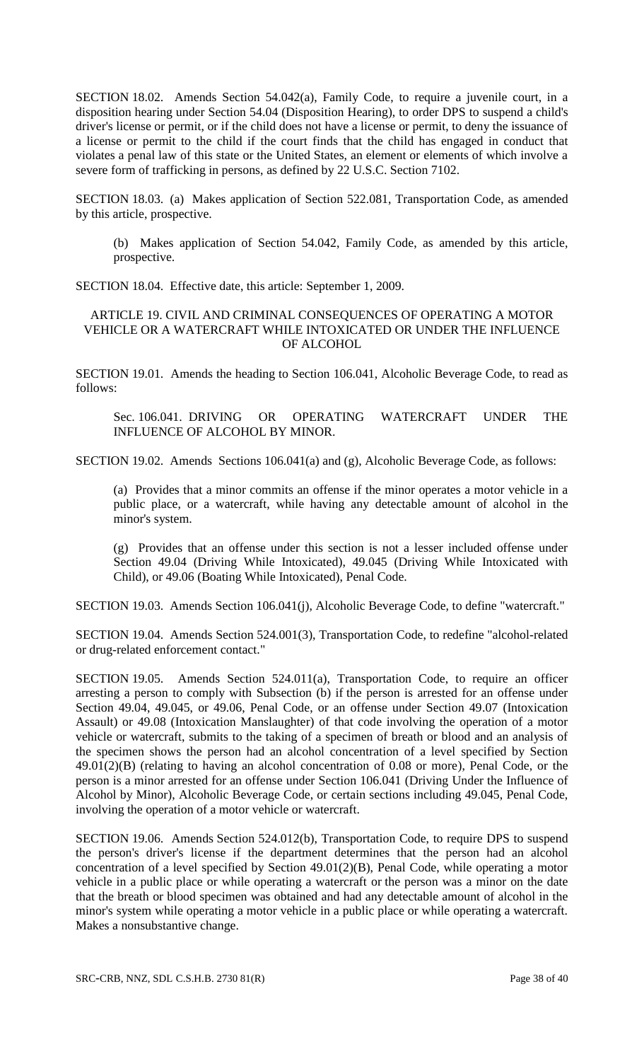SECTION 18.02. Amends Section 54.042(a), Family Code, to require a juvenile court, in a disposition hearing under Section 54.04 (Disposition Hearing), to order DPS to suspend a child's driver's license or permit, or if the child does not have a license or permit, to deny the issuance of a license or permit to the child if the court finds that the child has engaged in conduct that violates a penal law of this state or the United States, an element or elements of which involve a severe form of trafficking in persons, as defined by 22 U.S.C. Section 7102.

SECTION 18.03. (a) Makes application of Section 522.081, Transportation Code, as amended by this article, prospective.

(b) Makes application of Section 54.042, Family Code, as amended by this article, prospective.

SECTION 18.04. Effective date, this article: September 1, 2009.

## ARTICLE 19. CIVIL AND CRIMINAL CONSEQUENCES OF OPERATING A MOTOR VEHICLE OR A WATERCRAFT WHILE INTOXICATED OR UNDER THE INFLUENCE OF ALCOHOL

SECTION 19.01. Amends the heading to Section 106.041, Alcoholic Beverage Code, to read as follows:

Sec. 106.041. DRIVING OR OPERATING WATERCRAFT UNDER THE INFLUENCE OF ALCOHOL BY MINOR.

SECTION 19.02. Amends Sections 106.041(a) and (g), Alcoholic Beverage Code, as follows:

(a) Provides that a minor commits an offense if the minor operates a motor vehicle in a public place, or a watercraft, while having any detectable amount of alcohol in the minor's system.

(g) Provides that an offense under this section is not a lesser included offense under Section 49.04 (Driving While Intoxicated), 49.045 (Driving While Intoxicated with Child), or 49.06 (Boating While Intoxicated), Penal Code.

SECTION 19.03. Amends Section 106.041(j), Alcoholic Beverage Code, to define "watercraft."

SECTION 19.04. Amends Section 524.001(3), Transportation Code, to redefine "alcohol-related or drug-related enforcement contact."

SECTION 19.05. Amends Section 524.011(a), Transportation Code, to require an officer arresting a person to comply with Subsection (b) if the person is arrested for an offense under Section 49.04, 49.045, or 49.06, Penal Code, or an offense under Section 49.07 (Intoxication Assault) or 49.08 (Intoxication Manslaughter) of that code involving the operation of a motor vehicle or watercraft, submits to the taking of a specimen of breath or blood and an analysis of the specimen shows the person had an alcohol concentration of a level specified by Section 49.01(2)(B) (relating to having an alcohol concentration of 0.08 or more), Penal Code, or the person is a minor arrested for an offense under Section 106.041 (Driving Under the Influence of Alcohol by Minor), Alcoholic Beverage Code, or certain sections including 49.045, Penal Code, involving the operation of a motor vehicle or watercraft.

SECTION 19.06. Amends Section 524.012(b), Transportation Code, to require DPS to suspend the person's driver's license if the department determines that the person had an alcohol concentration of a level specified by Section 49.01(2)(B), Penal Code, while operating a motor vehicle in a public place or while operating a watercraft or the person was a minor on the date that the breath or blood specimen was obtained and had any detectable amount of alcohol in the minor's system while operating a motor vehicle in a public place or while operating a watercraft. Makes a nonsubstantive change.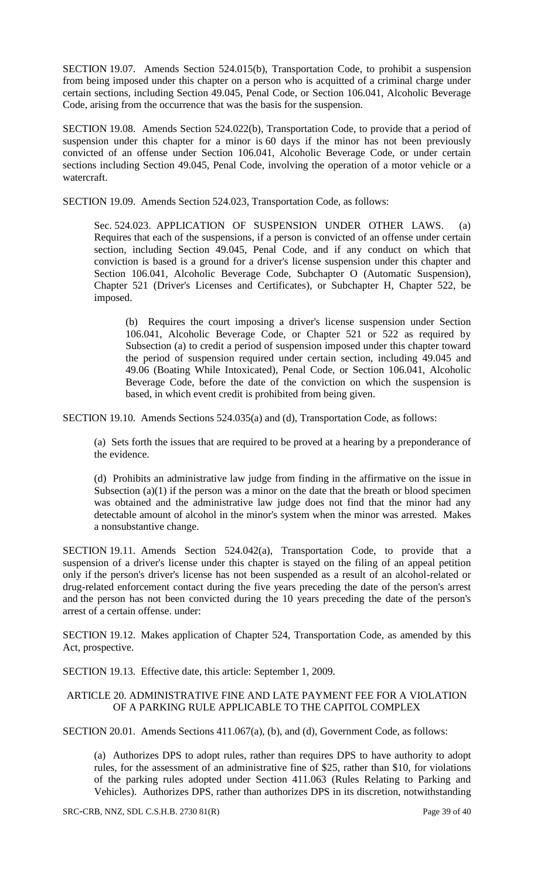SECTION 19.07. Amends Section 524.015(b), Transportation Code, to prohibit a suspension from being imposed under this chapter on a person who is acquitted of a criminal charge under certain sections, including Section 49.045, Penal Code, or Section 106.041, Alcoholic Beverage Code, arising from the occurrence that was the basis for the suspension.

SECTION 19.08. Amends Section 524.022(b), Transportation Code, to provide that a period of suspension under this chapter for a minor is 60 days if the minor has not been previously convicted of an offense under Section 106.041, Alcoholic Beverage Code, or under certain sections including Section 49.045, Penal Code, involving the operation of a motor vehicle or a watercraft.

SECTION 19.09. Amends Section 524.023, Transportation Code, as follows:

> Sec. 524.023. APPLICATION OF SUSPENSION UNDER OTHER LAWS. (a) Requires that each of the suspensions, if a person is convicted of an offense under certain section, including Section 49.045, Penal Code, and if any conduct on which that conviction is based is a ground for a driver's license suspension under this chapter and Section 106.041, Alcoholic Beverage Code, Subchapter O (Automatic Suspension), Chapter 521 (Driver's Licenses and Certificates), or Subchapter H, Chapter 522, be imposed.
>
> > (b) Requires the court imposing a driver's license suspension under Section 106.041, Alcoholic Beverage Code, or Chapter 521 or 522 as required by Subsection (a) to credit a period of suspension imposed under this chapter toward the period of suspension required under certain section, including 49.045 and 49.06 (Boating While Intoxicated), Penal Code, or Section 106.041, Alcoholic Beverage Code, before the date of the conviction on which the suspension is based, in which event credit is prohibited from being given.

SECTION 19.10. Amends Sections 524.035(a) and (d), Transportation Code, as follows:

> (a) Sets forth the issues that are required to be proved at a hearing by a preponderance of the evidence.
>
> (d) Prohibits an administrative law judge from finding in the affirmative on the issue in Subsection (a)(1) if the person was a minor on the date that the breath or blood specimen was obtained and the administrative law judge does not find that the minor had any detectable amount of alcohol in the minor's system when the minor was arrested. Makes a nonsubstantive change.

SECTION 19.11. Amends Section 524.042(a), Transportation Code, to provide that a suspension of a driver's license under this chapter is stayed on the filing of an appeal petition only if the person's driver's license has not been suspended as a result of an alcohol-related or drug-related enforcement contact during the five years preceding the date of the person's arrest and the person has not been convicted during the 10 years preceding the date of the person's arrest of a certain offense. under:

SECTION 19.12. Makes application of Chapter 524, Transportation Code, as amended by this Act, prospective.

SECTION 19.13. Effective date, this article: September 1, 2009.

## ARTICLE 20. ADMINISTRATIVE FINE AND LATE PAYMENT FEE FOR A VIOLATION OF A PARKING RULE APPLICABLE TO THE CAPITOL COMPLEX

SECTION 20.01. Amends Sections 411.067(a), (b), and (d), Government Code, as follows:

> (a) Authorizes DPS to adopt rules, rather than requires DPS to have authority to adopt rules, for the assessment of an administrative fine of $25, rather than $10, for violations of the parking rules adopted under Section 411.063 (Rules Relating to Parking and Vehicles). Authorizes DPS, rather than authorizes DPS in its discretion, notwithstanding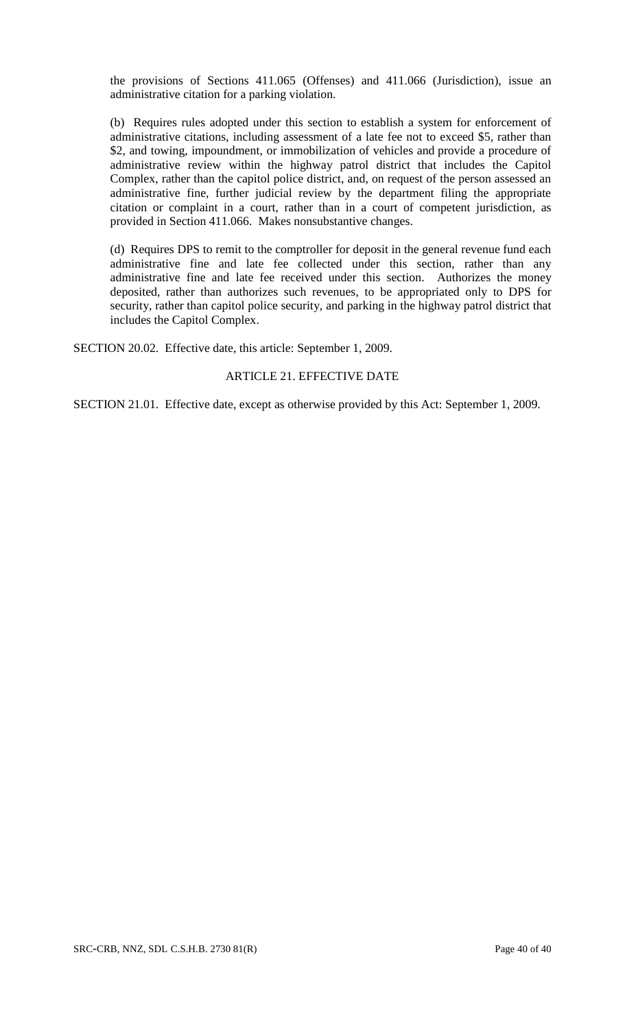the provisions of Sections 411.065 (Offenses) and 411.066 (Jurisdiction), issue an administrative citation for a parking violation.

(b) Requires rules adopted under this section to establish a system for enforcement of administrative citations, including assessment of a late fee not to exceed $5, rather than $2, and towing, impoundment, or immobilization of vehicles and provide a procedure of administrative review within the highway patrol district that includes the Capitol Complex, rather than the capitol police district, and, on request of the person assessed an administrative fine, further judicial review by the department filing the appropriate citation or complaint in a court, rather than in a court of competent jurisdiction, as provided in Section 411.066. Makes nonsubstantive changes.

(d) Requires DPS to remit to the comptroller for deposit in the general revenue fund each administrative fine and late fee collected under this section, rather than any administrative fine and late fee received under this section. Authorizes the money deposited, rather than authorizes such revenues, to be appropriated only to DPS for security, rather than capitol police security, and parking in the highway patrol district that includes the Capitol Complex.

SECTION 20.02. Effective date, this article: September 1, 2009.

## ARTICLE 21. EFFECTIVE DATE

SECTION 21.01. Effective date, except as otherwise provided by this Act: September 1, 2009.